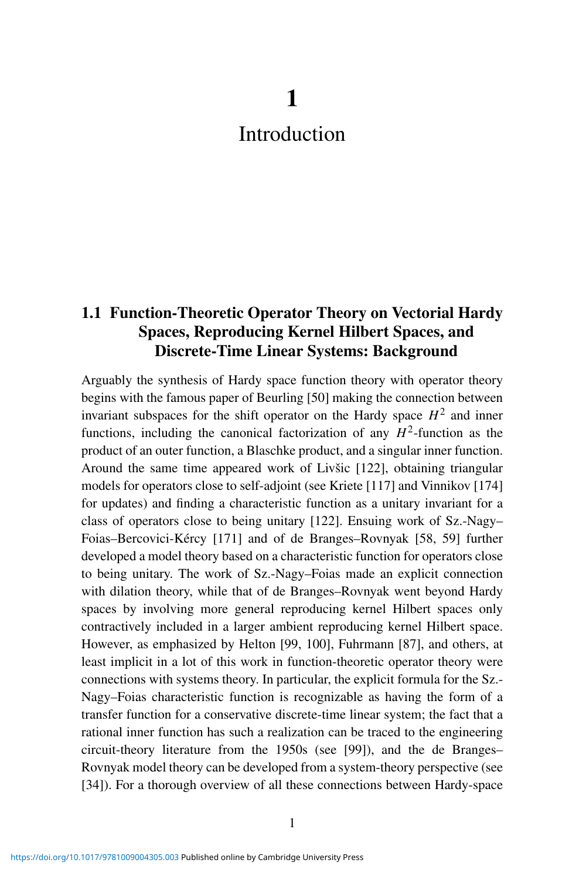# 1

# Introduction

## 1.1 Function-Theoretic Operator Theory on Vectorial Hardy Spaces, Reproducing Kernel Hilbert Spaces, and Discrete-Time Linear Systems: Background

Arguably the synthesis of Hardy space function theory with operator theory begins with the famous paper of Beurling [50] making the connection between invariant subspaces for the shift operator on the Hardy space $H^2$ and inner functions, including the canonical factorization of any $H^2$-function as the product of an outer function, a Blaschke product, and a singular inner function. Around the same time appeared work of Livšic [122], obtaining triangular models for operators close to self-adjoint (see Kriete [117] and Vinnikov [174] for updates) and finding a characteristic function as a unitary invariant for a class of operators close to being unitary [122]. Ensuing work of Sz.-Nagy–Foias–Bercovici-Kérchy [171] and of de Branges–Rovnyak [58, 59] further developed a model theory based on a characteristic function for operators close to being unitary. The work of Sz.-Nagy–Foias made an explicit connection with dilation theory, while that of de Branges–Rovnyak went beyond Hardy spaces by involving more general reproducing kernel Hilbert spaces only contractively included in a larger ambient reproducing kernel Hilbert space. However, as emphasized by Helton [99, 100], Fuhrmann [87], and others, at least implicit in a lot of this work in function-theoretic operator theory were connections with systems theory. In particular, the explicit formula for the Sz.-Nagy–Foias characteristic function is recognizable as having the form of a transfer function for a conservative discrete-time linear system; the fact that a rational inner function has such a realization can be traced to the engineering circuit-theory literature from the 1950s (see [99]), and the de Branges–Rovnyak model theory can be developed from a system-theory perspective (see [34]). For a thorough overview of all these connections between Hardy-space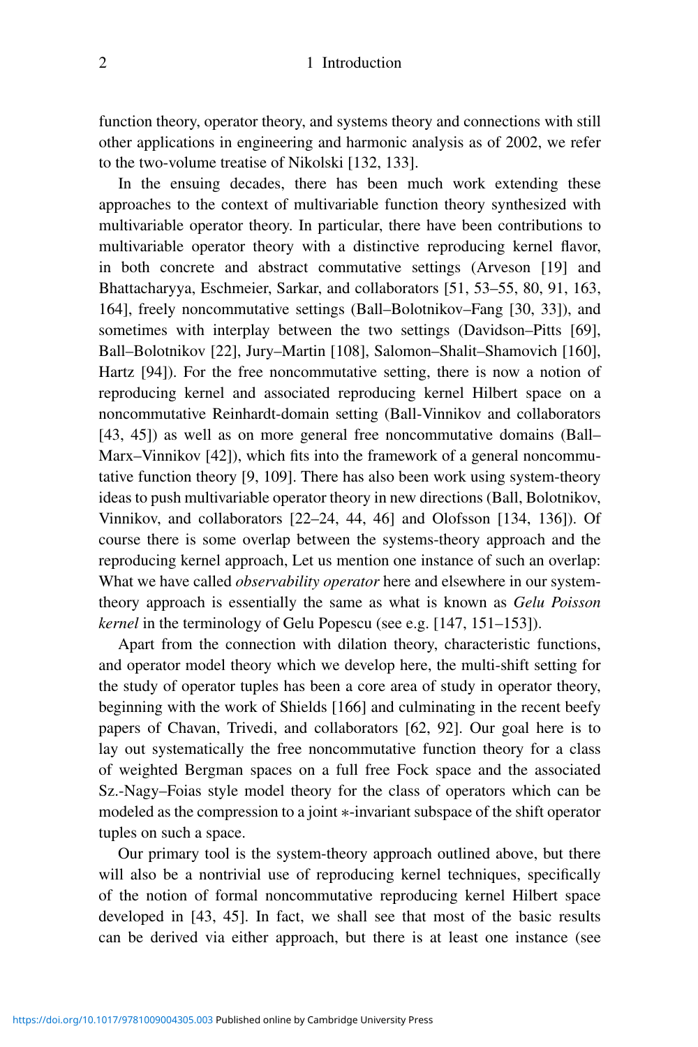function theory, operator theory, and systems theory and connections with still other applications in engineering and harmonic analysis as of 2002, we refer to the two-volume treatise of Nikolski [132, 133].

In the ensuing decades, there has been much work extending these approaches to the context of multivariable function theory synthesized with multivariable operator theory. In particular, there have been contributions to multivariable operator theory with a distinctive reproducing kernel flavor, in both concrete and abstract commutative settings (Arveson [19] and Bhattacharyya, Eschmeier, Sarkar, and collaborators [51, 53–55, 80, 91, 163, 164], freely noncommutative settings (Ball–Bolotnikov–Fang [30, 33]), and sometimes with interplay between the two settings (Davidson–Pitts [69], Ball–Bolotnikov [22], Jury–Martin [108], Salomon–Shalit–Shamovich [160], Hartz [94]). For the free noncommutative setting, there is now a notion of reproducing kernel and associated reproducing kernel Hilbert space on a noncommutative Reinhardt-domain setting (Ball-Vinnikov and collaborators [43, 45]) as well as on more general free noncommutative domains (Ball–Marx–Vinnikov [42]), which fits into the framework of a general noncommutative function theory [9, 109]. There has also been work using system-theory ideas to push multivariable operator theory in new directions (Ball, Bolotnikov, Vinnikov, and collaborators [22–24, 44, 46] and Olofsson [134, 136]). Of course there is some overlap between the systems-theory approach and the reproducing kernel approach, Let us mention one instance of such an overlap: What we have called *observability operator* here and elsewhere in our system-theory approach is essentially the same as what is known as *Gelu Poisson kernel* in the terminology of Gelu Popescu (see e.g. [147, 151–153]).

Apart from the connection with dilation theory, characteristic functions, and operator model theory which we develop here, the multi-shift setting for the study of operator tuples has been a core area of study in operator theory, beginning with the work of Shields [166] and culminating in the recent beefy papers of Chavan, Trivedi, and collaborators [62, 92]. Our goal here is to lay out systematically the free noncommutative function theory for a class of weighted Bergman spaces on a full free Fock space and the associated Sz.-Nagy–Foias style model theory for the class of operators which can be modeled as the compression to a joint $*$-invariant subspace of the shift operator tuples on such a space.

Our primary tool is the system-theory approach outlined above, but there will also be a nontrivial use of reproducing kernel techniques, specifically of the notion of formal noncommutative reproducing kernel Hilbert space developed in [43, 45]. In fact, we shall see that most of the basic results can be derived via either approach, but there is at least one instance (see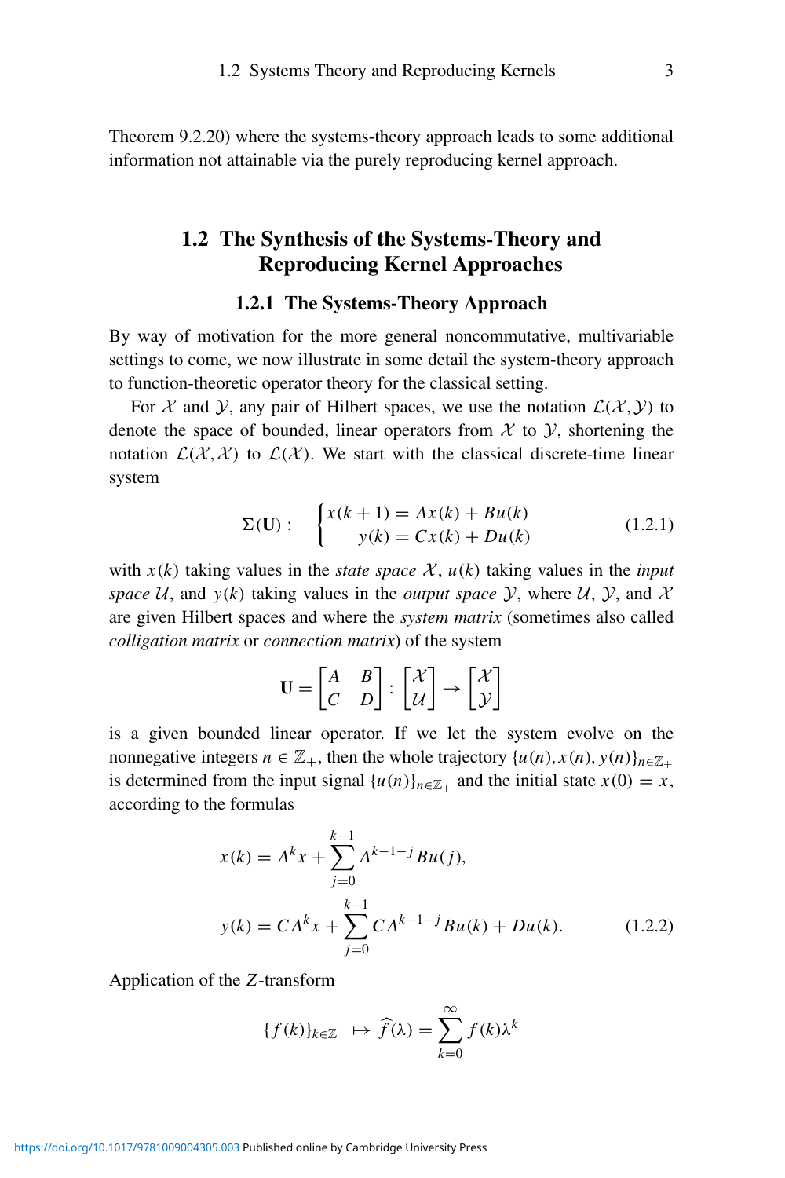Theorem 9.2.20) where the systems-theory approach leads to some additional information not attainable via the purely reproducing kernel approach.

## 1.2 The Synthesis of the Systems-Theory and Reproducing Kernel Approaches

### 1.2.1 The Systems-Theory Approach

By way of motivation for the more general noncommutative, multivariable settings to come, we now illustrate in some detail the system-theory approach to function-theoretic operator theory for the classical setting.

For $\mathcal{X}$ and $\mathcal{Y}$, any pair of Hilbert spaces, we use the notation $\mathcal{L}(\mathcal{X}, \mathcal{Y})$ to denote the space of bounded, linear operators from $\mathcal{X}$ to $\mathcal{Y}$, shortening the notation $\mathcal{L}(\mathcal{X}, \mathcal{X})$ to $\mathcal{L}(\mathcal{X})$. We start with the classical discrete-time linear system

$$\Sigma(\mathbf{U}): \quad \begin{cases} x(k+1) = Ax(k) + Bu(k) \\ \quad\;\; y(k) = Cx(k) + Du(k) \end{cases} \tag{1.2.1}$$

with $x(k)$ taking values in the *state space* $\mathcal{X}$, $u(k)$ taking values in the *input space* $\mathcal{U}$, and $y(k)$ taking values in the *output space* $\mathcal{Y}$, where $\mathcal{U}$, $\mathcal{Y}$, and $\mathcal{X}$ are given Hilbert spaces and where the *system matrix* (sometimes also called *colligation matrix* or *connection matrix*) of the system

$$\mathbf{U} = \begin{bmatrix} A & B \\ C & D \end{bmatrix} : \begin{bmatrix} \mathcal{X} \\ \mathcal{U} \end{bmatrix} \to \begin{bmatrix} \mathcal{X} \\ \mathcal{Y} \end{bmatrix}$$

is a given bounded linear operator. If we let the system evolve on the nonnegative integers $n \in \mathbb{Z}_+$, then the whole trajectory $\{u(n), x(n), y(n)\}_{n \in \mathbb{Z}_+}$ is determined from the input signal $\{u(n)\}_{n \in \mathbb{Z}_+}$ and the initial state $x(0) = x$, according to the formulas

$$\begin{aligned} x(k) &= A^k x + \sum_{j=0}^{k-1} A^{k-1-j} Bu(j), \\ y(k) &= CA^k x + \sum_{j=0}^{k-1} CA^{k-1-j} Bu(k) + Du(k). \end{aligned} \tag{1.2.2}$$

Application of the $Z$-transform

$$\{f(k)\}_{k \in \mathbb{Z}_+} \mapsto \widehat{f}(\lambda) = \sum_{k=0}^{\infty} f(k) \lambda^k$$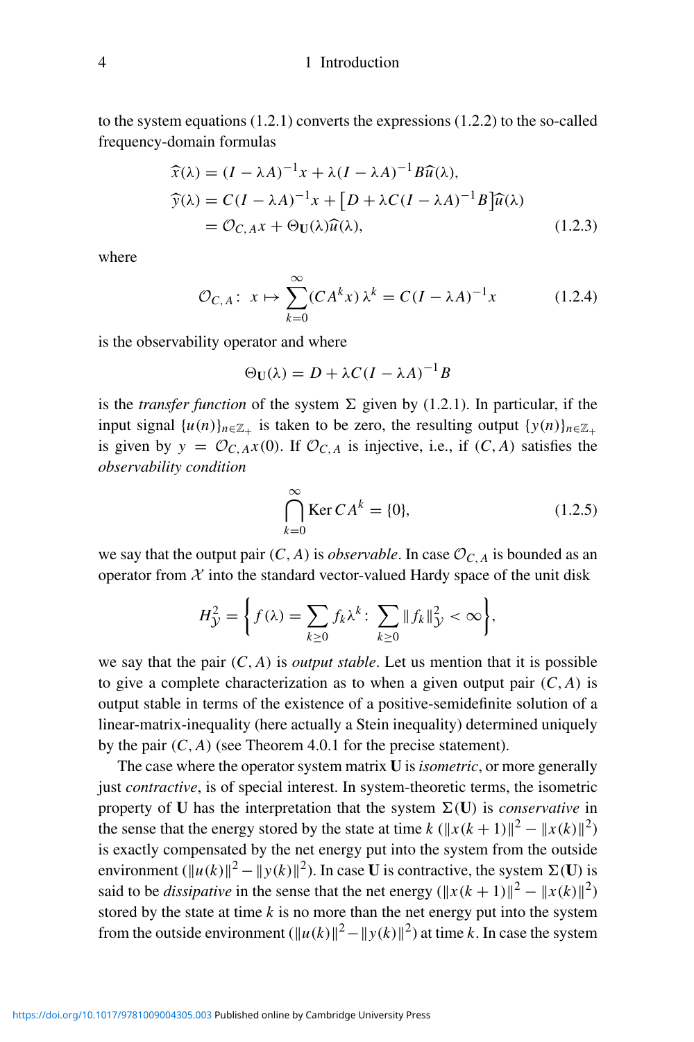to the system equations (1.2.1) converts the expressions (1.2.2) to the so-called frequency-domain formulas

$$
\begin{aligned}
\widehat{x}(\lambda) &= (I - \lambda A)^{-1}x + \lambda(I - \lambda A)^{-1}B\widehat{u}(\lambda), \\
\widehat{y}(\lambda) &= C(I - \lambda A)^{-1}x + \left[D + \lambda C(I - \lambda A)^{-1}B\right]\widehat{u}(\lambda) \\
&= \mathcal{O}_{C,A}x + \Theta_{\mathbf{U}}(\lambda)\widehat{u}(\lambda),
\end{aligned} \tag{1.2.3}
$$

where

$$
\mathcal{O}_{C,A}\colon\ x \mapsto \sum_{k=0}^{\infty}(CA^k x)\,\lambda^k = C(I - \lambda A)^{-1}x \tag{1.2.4}
$$

is the observability operator and where

$$
\Theta_{\mathbf{U}}(\lambda) = D + \lambda C(I - \lambda A)^{-1}B
$$

is the *transfer function* of the system $\Sigma$ given by (1.2.1). In particular, if the input signal $\{u(n)\}_{n\in\mathbb{Z}_+}$ is taken to be zero, the resulting output $\{y(n)\}_{n\in\mathbb{Z}_+}$ is given by $y = \mathcal{O}_{C,A}x(0)$. If $\mathcal{O}_{C,A}$ is injective, i.e., if $(C, A)$ satisfies the *observability condition*

$$
\bigcap_{k=0}^{\infty} \operatorname{Ker} CA^k = \{0\}, \tag{1.2.5}
$$

we say that the output pair $(C, A)$ is *observable*. In case $\mathcal{O}_{C,A}$ is bounded as an operator from $\mathcal{X}$ into the standard vector-valued Hardy space of the unit disk

$$
H^2_{\mathcal{Y}} = \left\{ f(\lambda) = \sum_{k\geq 0} f_k\lambda^k\colon\ \sum_{k\geq 0}\|f_k\|^2_{\mathcal{Y}} < \infty \right\},
$$

we say that the pair $(C, A)$ is *output stable*. Let us mention that it is possible to give a complete characterization as to when a given output pair $(C, A)$ is output stable in terms of the existence of a positive-semidefinite solution of a linear-matrix-inequality (here actually a Stein inequality) determined uniquely by the pair $(C, A)$ (see Theorem 4.0.1 for the precise statement).

The case where the operator system matrix $\mathbf{U}$ is *isometric*, or more generally just *contractive*, is of special interest. In system-theoretic terms, the isometric property of $\mathbf{U}$ has the interpretation that the system $\Sigma(\mathbf{U})$ is *conservative* in the sense that the energy stored by the state at time $k$ ($\|x(k+1)\|^2 - \|x(k)\|^2$) is exactly compensated by the net energy put into the system from the outside environment ($\|u(k)\|^2 - \|y(k)\|^2$). In case $\mathbf{U}$ is contractive, the system $\Sigma(\mathbf{U})$ is said to be *dissipative* in the sense that the net energy ($\|x(k+1)\|^2 - \|x(k)\|^2$) stored by the state at time $k$ is no more than the net energy put into the system from the outside environment ($\|u(k)\|^2 - \|y(k)\|^2$) at time $k$. In case the system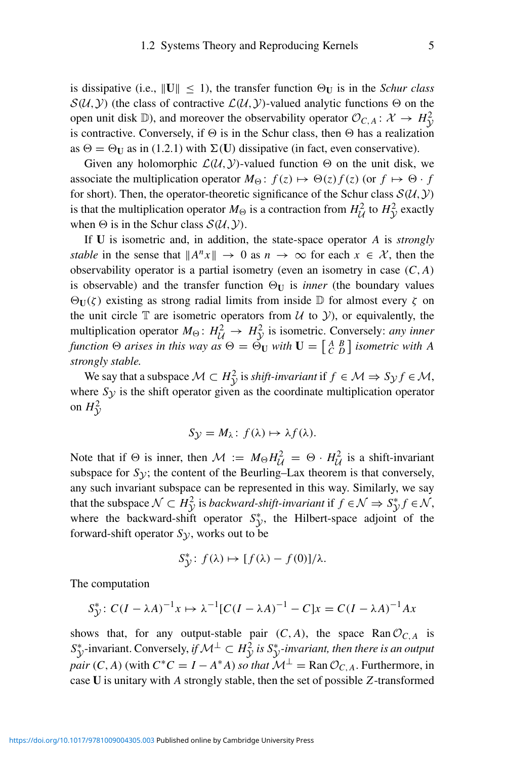is dissipative (i.e., $\|\mathbf{U}\| \leq 1$), the transfer function $\Theta_{\mathbf{U}}$ is in the *Schur class* $\mathcal{S}(\mathcal{U}, \mathcal{Y})$ (the class of contractive $\mathcal{L}(\mathcal{U}, \mathcal{Y})$-valued analytic functions $\Theta$ on the open unit disk $\mathbb{D}$), and moreover the observability operator $\mathcal{O}_{C,A} \colon \mathcal{X} \to H^2_{\mathcal{Y}}$ is contractive. Conversely, if $\Theta$ is in the Schur class, then $\Theta$ has a realization as $\Theta = \Theta_{\mathbf{U}}$ as in (1.2.1) with $\Sigma(\mathbf{U})$ dissipative (in fact, even conservative).

Given any holomorphic $\mathcal{L}(\mathcal{U}, \mathcal{Y})$-valued function $\Theta$ on the unit disk, we associate the multiplication operator $M_\Theta \colon f(z) \mapsto \Theta(z) f(z)$ (or $f \mapsto \Theta \cdot f$ for short). Then, the operator-theoretic significance of the Schur class $\mathcal{S}(\mathcal{U}, \mathcal{Y})$ is that the multiplication operator $M_\Theta$ is a contraction from $H^2_{\mathcal{U}}$ to $H^2_{\mathcal{Y}}$ exactly when $\Theta$ is in the Schur class $\mathcal{S}(\mathcal{U}, \mathcal{Y})$.

If $\mathbf{U}$ is isometric and, in addition, the state-space operator $A$ is *strongly stable* in the sense that $\|A^n x\| \to 0$ as $n \to \infty$ for each $x \in \mathcal{X}$, then the observability operator is a partial isometry (even an isometry in case $(C, A)$ is observable) and the transfer function $\Theta_{\mathbf{U}}$ is *inner* (the boundary values $\Theta_{\mathbf{U}}(\zeta)$ existing as strong radial limits from inside $\mathbb{D}$ for almost every $\zeta$ on the unit circle $\mathbb{T}$ are isometric operators from $\mathcal{U}$ to $\mathcal{Y}$), or equivalently, the multiplication operator $M_\Theta \colon H^2_{\mathcal{U}} \to H^2_{\mathcal{Y}}$ is isometric. Conversely: *any inner function $\Theta$ arises in this way as $\Theta = \Theta_{\mathbf{U}}$ with $\mathbf{U} = \left[\begin{smallmatrix} A & B \\ C & D \end{smallmatrix}\right]$ isometric with $A$ strongly stable.*

We say that a subspace $\mathcal{M} \subset H^2_{\mathcal{Y}}$ is *shift-invariant* if $f \in \mathcal{M} \Rightarrow S_{\mathcal{Y}} f \in \mathcal{M}$, where $S_{\mathcal{Y}}$ is the shift operator given as the coordinate multiplication operator on $H^2_{\mathcal{Y}}$

$$S_{\mathcal{Y}} = M_\lambda \colon f(\lambda) \mapsto \lambda f(\lambda).$$

Note that if $\Theta$ is inner, then $\mathcal{M} := M_\Theta H^2_{\mathcal{U}} = \Theta \cdot H^2_{\mathcal{U}}$ is a shift-invariant subspace for $S_{\mathcal{Y}}$; the content of the Beurling–Lax theorem is that conversely, any such invariant subspace can be represented in this way. Similarly, we say that the subspace $\mathcal{N} \subset H^2_{\mathcal{Y}}$ is *backward-shift-invariant* if $f \in \mathcal{N} \Rightarrow S^*_{\mathcal{Y}} f \in \mathcal{N}$, where the backward-shift operator $S^*_{\mathcal{Y}}$, the Hilbert-space adjoint of the forward-shift operator $S_{\mathcal{Y}}$, works out to be

$$S^*_{\mathcal{Y}} \colon f(\lambda) \mapsto [f(\lambda) - f(0)]/\lambda.$$

The computation

$$S^*_{\mathcal{Y}} \colon C(I - \lambda A)^{-1} x \mapsto \lambda^{-1}[C(I - \lambda A)^{-1} - C]x = C(I - \lambda A)^{-1} A x$$

shows that, for any output-stable pair $(C, A)$, the space $\operatorname{Ran} \mathcal{O}_{C,A}$ is $S^*_{\mathcal{Y}}$-invariant. Conversely, *if $\mathcal{M}^\perp \subset H^2_{\mathcal{Y}}$ is $S^*_{\mathcal{Y}}$-invariant, then there is an output pair $(C, A)$* (with $C^* C = I - A^* A$) *so that $\mathcal{M}^\perp = \operatorname{Ran} \mathcal{O}_{C,A}$*. Furthermore, in case $\mathbf{U}$ is unitary with $A$ strongly stable, then the set of possible $Z$-transformed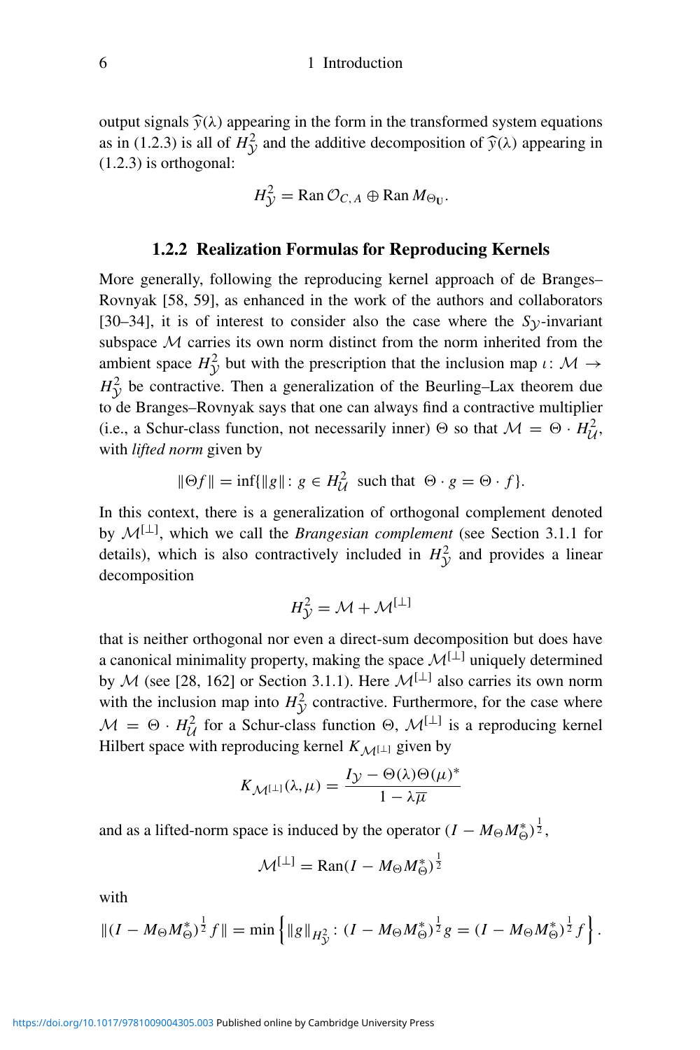output signals $\widehat{y}(\lambda)$ appearing in the form in the transformed system equations as in (1.2.3) is all of $H^2_{\mathcal{Y}}$ and the additive decomposition of $\widehat{y}(\lambda)$ appearing in (1.2.3) is orthogonal:

$$H^2_{\mathcal{Y}} = \operatorname{Ran} \mathcal{O}_{C,A} \oplus \operatorname{Ran} M_{\Theta_{\mathbf{U}}}.$$

### 1.2.2 Realization Formulas for Reproducing Kernels

More generally, following the reproducing kernel approach of de Branges–Rovnyak [58, 59], as enhanced in the work of the authors and collaborators [30–34], it is of interest to consider also the case where the $S_{\mathcal{Y}}$-invariant subspace $\mathcal{M}$ carries its own norm distinct from the norm inherited from the ambient space $H^2_{\mathcal{Y}}$ but with the prescription that the inclusion map $\iota \colon \mathcal{M} \to H^2_{\mathcal{Y}}$ be contractive. Then a generalization of the Beurling–Lax theorem due to de Branges–Rovnyak says that one can always find a contractive multiplier (i.e., a Schur-class function, not necessarily inner) $\Theta$ so that $\mathcal{M} = \Theta \cdot H^2_{\mathcal{U}}$, with *lifted norm* given by

$$\|\Theta f\| = \inf\{\|g\| \colon g \in H^2_{\mathcal{U}} \text{ such that } \Theta \cdot g = \Theta \cdot f\}.$$

In this context, there is a generalization of orthogonal complement denoted by $\mathcal{M}^{[\perp]}$, which we call the *Brangesian complement* (see Section 3.1.1 for details), which is also contractively included in $H^2_{\mathcal{Y}}$ and provides a linear decomposition

$$H^2_{\mathcal{Y}} = \mathcal{M} + \mathcal{M}^{[\perp]}$$

that is neither orthogonal nor even a direct-sum decomposition but does have a canonical minimality property, making the space $\mathcal{M}^{[\perp]}$ uniquely determined by $\mathcal{M}$ (see [28, 162] or Section 3.1.1). Here $\mathcal{M}^{[\perp]}$ also carries its own norm with the inclusion map into $H^2_{\mathcal{Y}}$ contractive. Furthermore, for the case where $\mathcal{M} = \Theta \cdot H^2_{\mathcal{U}}$ for a Schur-class function $\Theta$, $\mathcal{M}^{[\perp]}$ is a reproducing kernel Hilbert space with reproducing kernel $K_{\mathcal{M}^{[\perp]}}$ given by

$$K_{\mathcal{M}^{[\perp]}}(\lambda, \mu) = \frac{I_{\mathcal{Y}} - \Theta(\lambda)\Theta(\mu)^*}{1 - \lambda\overline{\mu}}$$

and as a lifted-norm space is induced by the operator $(I - M_\Theta M_\Theta^*)^{\frac{1}{2}}$,

$$\mathcal{M}^{[\perp]} = \operatorname{Ran}(I - M_\Theta M_\Theta^*)^{\frac{1}{2}}$$

with

$$\|(I - M_\Theta M_\Theta^*)^{\frac{1}{2}} f\| = \min\left\{\|g\|_{H^2_{\mathcal{Y}}} \colon (I - M_\Theta M_\Theta^*)^{\frac{1}{2}} g = (I - M_\Theta M_\Theta^*)^{\frac{1}{2}} f\right\}.$$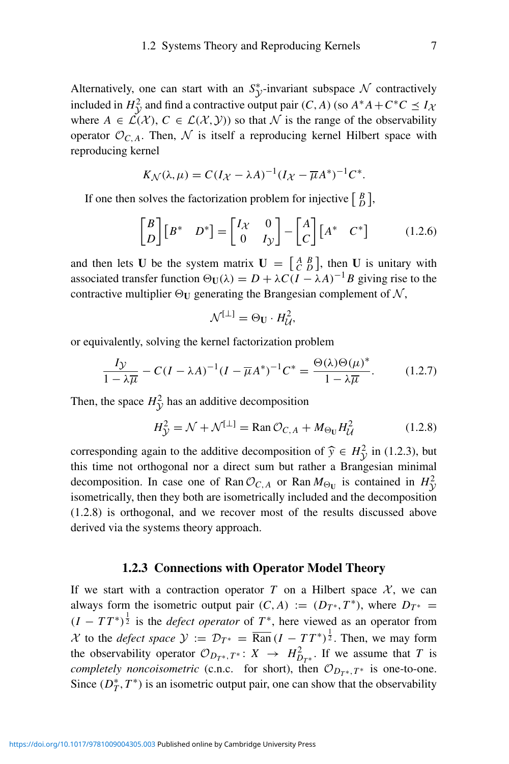Alternatively, one can start with an $S_{\mathcal{Y}}^*$-invariant subspace $\mathcal{N}$ contractively included in $H^2_{\mathcal{Y}}$ and find a contractive output pair $(C, A)$ (so $A^*A + C^*C \preceq I_{\mathcal{X}}$ where $A \in \mathcal{L}(\mathcal{X})$, $C \in \mathcal{L}(\mathcal{X}, \mathcal{Y})$) so that $\mathcal{N}$ is the range of the observability operator $\mathcal{O}_{C,A}$. Then, $\mathcal{N}$ is itself a reproducing kernel Hilbert space with reproducing kernel

$$K_{\mathcal{N}}(\lambda, \mu) = C(I_{\mathcal{X}} - \lambda A)^{-1}(I_{\mathcal{X}} - \overline{\mu} A^*)^{-1} C^*.$$

If one then solves the factorization problem for injective $\left[\begin{smallmatrix} B \\ D \end{smallmatrix}\right]$,

$$\begin{bmatrix} B \\ D \end{bmatrix} \begin{bmatrix} B^* & D^* \end{bmatrix} = \begin{bmatrix} I_{\mathcal{X}} & 0 \\ 0 & I_{\mathcal{Y}} \end{bmatrix} - \begin{bmatrix} A \\ C \end{bmatrix} \begin{bmatrix} A^* & C^* \end{bmatrix} \tag{1.2.6}$$

and then lets $\mathbf{U}$ be the system matrix $\mathbf{U} = \left[\begin{smallmatrix} A & B \\ C & D \end{smallmatrix}\right]$, then $\mathbf{U}$ is unitary with associated transfer function $\Theta_{\mathbf{U}}(\lambda) = D + \lambda C(I - \lambda A)^{-1} B$ giving rise to the contractive multiplier $\Theta_{\mathbf{U}}$ generating the Brangesian complement of $\mathcal{N}$,

$$\mathcal{N}^{[\perp]} = \Theta_{\mathbf{U}} \cdot H^2_{\mathcal{U}},$$

or equivalently, solving the kernel factorization problem

$$\frac{I_{\mathcal{Y}}}{1 - \lambda\overline{\mu}} - C(I - \lambda A)^{-1}(I - \overline{\mu} A^*)^{-1} C^* = \frac{\Theta(\lambda)\Theta(\mu)^*}{1 - \lambda\overline{\mu}}. \tag{1.2.7}$$

Then, the space $H^2_{\mathcal{Y}}$ has an additive decomposition

$$H^2_{\mathcal{Y}} = \mathcal{N} + \mathcal{N}^{[\perp]} = \operatorname{Ran} \mathcal{O}_{C,A} + M_{\Theta_{\mathbf{U}}} H^2_{\mathcal{U}} \tag{1.2.8}$$

corresponding again to the additive decomposition of $\widehat{y} \in H^2_{\mathcal{Y}}$ in (1.2.3), but this time not orthogonal nor a direct sum but rather a Brangesian minimal decomposition. In case one of $\operatorname{Ran} \mathcal{O}_{C,A}$ or $\operatorname{Ran} M_{\Theta_{\mathbf{U}}}$ is contained in $H^2_{\mathcal{Y}}$ isometrically, then they both are isometrically included and the decomposition (1.2.8) is orthogonal, and we recover most of the results discussed above derived via the systems theory approach.

### 1.2.3 Connections with Operator Model Theory

If we start with a contraction operator $T$ on a Hilbert space $\mathcal{X}$, we can always form the isometric output pair $(C, A) := (D_{T^*}, T^*)$, where $D_{T^*} = (I - TT^*)^{\frac{1}{2}}$ is the *defect operator* of $T^*$, here viewed as an operator from $\mathcal{X}$ to the *defect space* $\mathcal{Y} := \mathcal{D}_{T^*} = \overline{\operatorname{Ran}}\, (I - TT^*)^{\frac{1}{2}}$. Then, we may form the observability operator $\mathcal{O}_{D_{T^*}, T^*} \colon X \to H^2_{D_{T^*}}$. If we assume that $T$ is *completely noncoisometric* (c.n.c. for short), then $\mathcal{O}_{D_{T^*}, T^*}$ is one-to-one. Since $(D_T^*, T^*)$ is an isometric output pair, one can show that the observability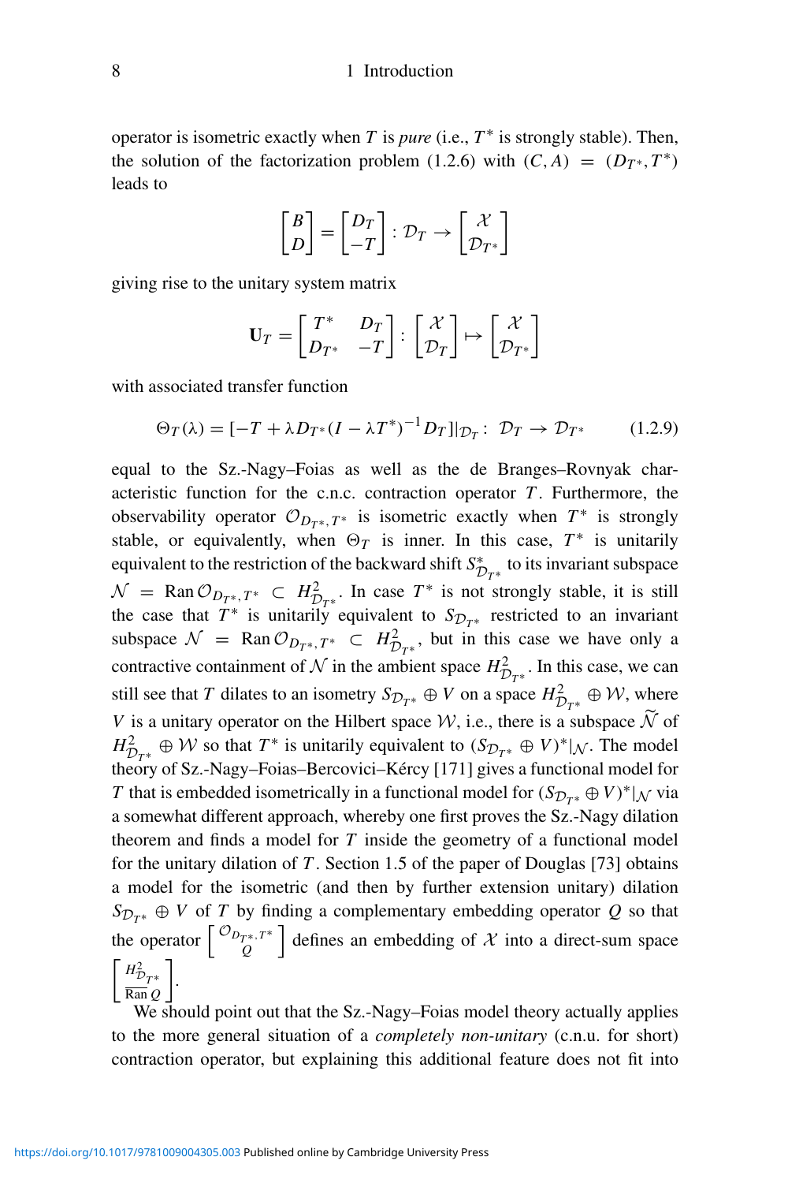operator is isometric exactly when $T$ is *pure* (i.e., $T^*$ is strongly stable). Then, the solution of the factorization problem (1.2.6) with $(C, A) = (D_{T^*}, T^*)$ leads to

$$\begin{bmatrix} B \\ D \end{bmatrix} = \begin{bmatrix} D_T \\ -T \end{bmatrix} : \mathcal{D}_T \to \begin{bmatrix} \mathcal{X} \\ \mathcal{D}_{T^*} \end{bmatrix}$$

giving rise to the unitary system matrix

$$\mathbf{U}_T = \begin{bmatrix} T^* & D_T \\ D_{T^*} & -T \end{bmatrix} : \begin{bmatrix} \mathcal{X} \\ \mathcal{D}_T \end{bmatrix} \mapsto \begin{bmatrix} \mathcal{X} \\ \mathcal{D}_{T^*} \end{bmatrix}$$

with associated transfer function

$$\Theta_T(\lambda) = [-T + \lambda D_{T^*}(I - \lambda T^*)^{-1} D_T]|_{\mathcal{D}_T} : \mathcal{D}_T \to \mathcal{D}_{T^*} \tag{1.2.9}$$

equal to the Sz.-Nagy–Foias as well as the de Branges–Rovnyak characteristic function for the c.n.c. contraction operator $T$. Furthermore, the observability operator $\mathcal{O}_{D_{T^*}, T^*}$ is isometric exactly when $T^*$ is strongly stable, or equivalently, when $\Theta_T$ is inner. In this case, $T^*$ is unitarily equivalent to the restriction of the backward shift $S^*_{\mathcal{D}_{T^*}}$ to its invariant subspace $\mathcal{N} = \operatorname{Ran} \mathcal{O}_{D_{T^*}, T^*} \subset H^2_{\mathcal{D}_{T^*}}$. In case $T^*$ is not strongly stable, it is still the case that $T^*$ is unitarily equivalent to $S_{\mathcal{D}_{T^*}}$ restricted to an invariant subspace $\mathcal{N} = \operatorname{Ran} \mathcal{O}_{D_{T^*}, T^*} \subset H^2_{\mathcal{D}_{T^*}}$, but in this case we have only a contractive containment of $\mathcal{N}$ in the ambient space $H^2_{\mathcal{D}_{T^*}}$. In this case, we can still see that $T$ dilates to an isometry $S_{\mathcal{D}_{T^*}} \oplus V$ on a space $H^2_{\mathcal{D}_{T^*}} \oplus \mathcal{W}$, where $V$ is a unitary operator on the Hilbert space $\mathcal{W}$, i.e., there is a subspace $\widetilde{\mathcal{N}}$ of $H^2_{\mathcal{D}_{T^*}} \oplus \mathcal{W}$ so that $T^*$ is unitarily equivalent to $(S_{\mathcal{D}_{T^*}} \oplus V)^*|_{\mathcal{N}}$. The model theory of Sz.-Nagy–Foias–Bercovici–Kércy [171] gives a functional model for $T$ that is embedded isometrically in a functional model for $(S_{\mathcal{D}_{T^*}} \oplus V)^*|_{\mathcal{N}}$ via a somewhat different approach, whereby one first proves the Sz.-Nagy dilation theorem and finds a model for $T$ inside the geometry of a functional model for the unitary dilation of $T$. Section 1.5 of the paper of Douglas [73] obtains a model for the isometric (and then by further extension unitary) dilation $S_{\mathcal{D}_{T^*}} \oplus V$ of $T$ by finding a complementary embedding operator $Q$ so that the operator $\begin{bmatrix} \mathcal{O}_{D_{T^*}, T^*} \\ Q \end{bmatrix}$ defines an embedding of $\mathcal{X}$ into a direct-sum space $\begin{bmatrix} H^2_{\mathcal{D}_{T^*}} \\ \overline{\operatorname{Ran}} \, Q \end{bmatrix}$.

We should point out that the Sz.-Nagy–Foias model theory actually applies to the more general situation of a *completely non-unitary* (c.n.u. for short) contraction operator, but explaining this additional feature does not fit into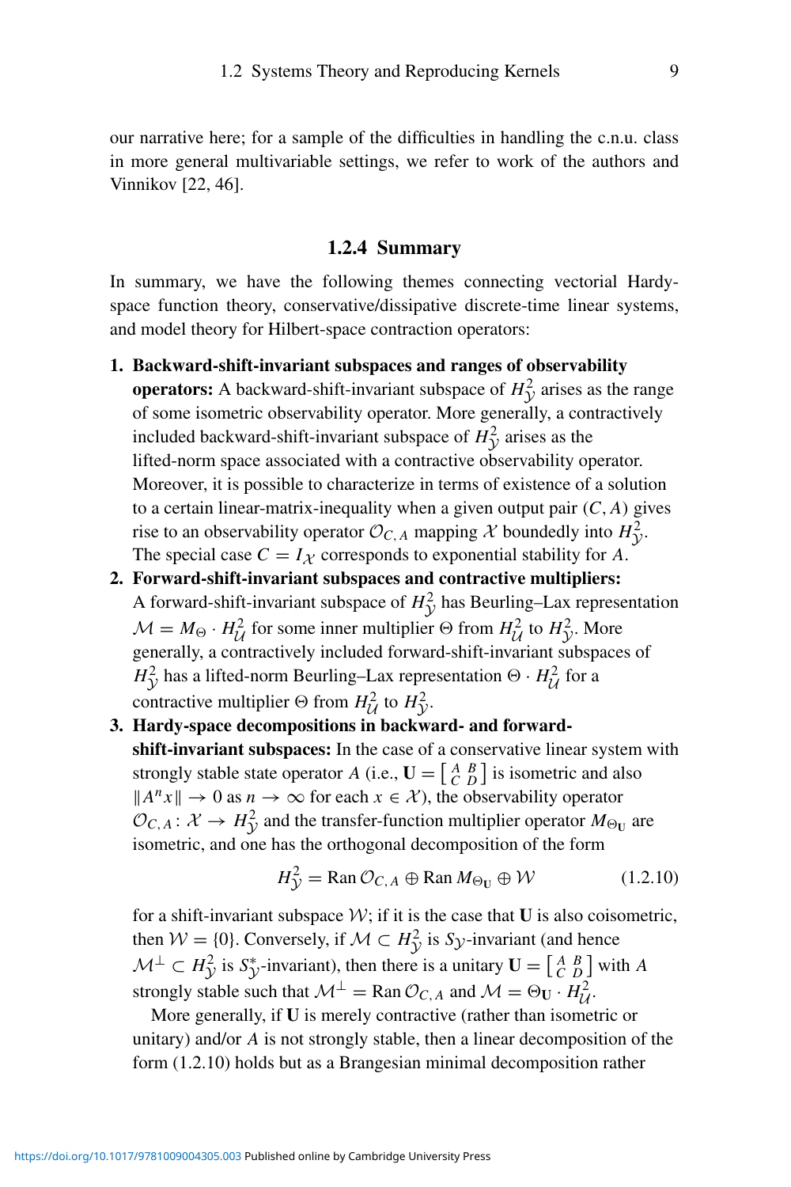our narrative here; for a sample of the difficulties in handling the c.n.u. class in more general multivariable settings, we refer to work of the authors and Vinnikov [22, 46].

### 1.2.4 Summary

In summary, we have the following themes connecting vectorial Hardy-space function theory, conservative/dissipative discrete-time linear systems, and model theory for Hilbert-space contraction operators:

1. **Backward-shift-invariant subspaces and ranges of observability operators:** A backward-shift-invariant subspace of $H^2_{\mathcal{Y}}$ arises as the range of some isometric observability operator. More generally, a contractively included backward-shift-invariant subspace of $H^2_{\mathcal{Y}}$ arises as the lifted-norm space associated with a contractive observability operator. Moreover, it is possible to characterize in terms of existence of a solution to a certain linear-matrix-inequality when a given output pair $(C, A)$ gives rise to an observability operator $\mathcal{O}_{C,A}$ mapping $\mathcal{X}$ boundedly into $H^2_{\mathcal{Y}}$. The special case $C = I_{\mathcal{X}}$ corresponds to exponential stability for $A$.
2. **Forward-shift-invariant subspaces and contractive multipliers:** A forward-shift-invariant subspace of $H^2_{\mathcal{Y}}$ has Beurling–Lax representation $\mathcal{M} = M_\Theta \cdot H^2_{\mathcal{U}}$ for some inner multiplier $\Theta$ from $H^2_{\mathcal{U}}$ to $H^2_{\mathcal{Y}}$. More generally, a contractively included forward-shift-invariant subspaces of $H^2_{\mathcal{Y}}$ has a lifted-norm Beurling–Lax representation $\Theta \cdot H^2_{\mathcal{U}}$ for a contractive multiplier $\Theta$ from $H^2_{\mathcal{U}}$ to $H^2_{\mathcal{Y}}$.
3. **Hardy-space decompositions in backward- and forward-shift-invariant subspaces:** In the case of a conservative linear system with strongly stable state operator $A$ (i.e., $\mathbf{U} = \left[\begin{smallmatrix} A & B \\ C & D \end{smallmatrix}\right]$ is isometric and also $\|A^n x\| \to 0$ as $n \to \infty$ for each $x \in \mathcal{X}$), the observability operator $\mathcal{O}_{C,A} \colon \mathcal{X} \to H^2_{\mathcal{Y}}$ and the transfer-function multiplier operator $M_{\Theta_{\mathbf{U}}}$ are isometric, and one has the orthogonal decomposition of the form
$$H^2_{\mathcal{Y}} = \operatorname{Ran} \mathcal{O}_{C,A} \oplus \operatorname{Ran} M_{\Theta_{\mathbf{U}}} \oplus \mathcal{W} \tag{1.2.10}$$
for a shift-invariant subspace $\mathcal{W}$; if it is the case that $\mathbf{U}$ is also coisometric, then $\mathcal{W} = \{0\}$. Conversely, if $\mathcal{M} \subset H^2_{\mathcal{Y}}$ is $S_{\mathcal{Y}}$-invariant (and hence $\mathcal{M}^\perp \subset H^2_{\mathcal{Y}}$ is $S^*_{\mathcal{Y}}$-invariant), then there is a unitary $\mathbf{U} = \left[\begin{smallmatrix} A & B \\ C & D \end{smallmatrix}\right]$ with $A$ strongly stable such that $\mathcal{M}^\perp = \operatorname{Ran} \mathcal{O}_{C,A}$ and $\mathcal{M} = \Theta_{\mathbf{U}} \cdot H^2_{\mathcal{U}}$.

   More generally, if $\mathbf{U}$ is merely contractive (rather than isometric or unitary) and/or $A$ is not strongly stable, then a linear decomposition of the form (1.2.10) holds but as a Brangesian minimal decomposition rather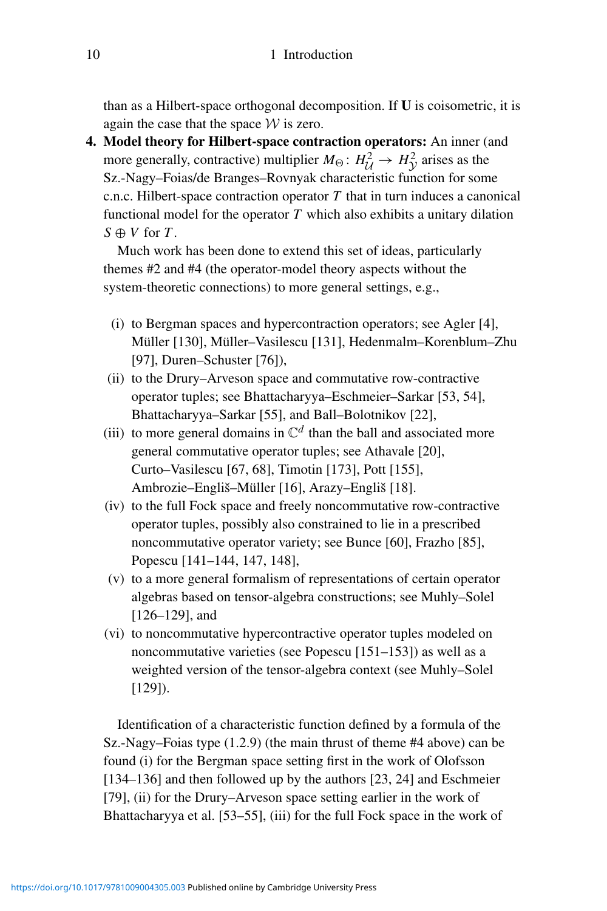than as a Hilbert-space orthogonal decomposition. If $\mathbf{U}$ is coisometric, it is again the case that the space $\mathcal{W}$ is zero.

4. **Model theory for Hilbert-space contraction operators:** An inner (and more generally, contractive) multiplier $M_\Theta \colon H^2_{\mathcal{U}} \to H^2_{\mathcal{Y}}$ arises as the Sz.-Nagy–Foias/de Branges–Rovnyak characteristic function for some c.n.c. Hilbert-space contraction operator $T$ that in turn induces a canonical functional model for the operator $T$ which also exhibits a unitary dilation $S \oplus V$ for $T$.

   Much work has been done to extend this set of ideas, particularly themes #2 and #4 (the operator-model theory aspects without the system-theoretic connections) to more general settings, e.g.,

   (i) to Bergman spaces and hypercontraction operators; see Agler [4], Müller [130], Müller–Vasilescu [131], Hedenmalm–Korenblum–Zhu [97], Duren–Schuster [76]),
   (ii) to the Drury–Arveson space and commutative row-contractive operator tuples; see Bhattacharyya–Eschmeier–Sarkar [53, 54], Bhattacharyya–Sarkar [55], and Ball–Bolotnikov [22],
   (iii) to more general domains in $\mathbb{C}^d$ than the ball and associated more general commutative operator tuples; see Athavale [20], Curto–Vasilescu [67, 68], Timotin [173], Pott [155], Ambrozie–Engliš–Müller [16], Arazy–Engliš [18].
   (iv) to the full Fock space and freely noncommutative row-contractive operator tuples, possibly also constrained to lie in a prescribed noncommutative operator variety; see Bunce [60], Frazho [85], Popescu [141–144, 147, 148],
   (v) to a more general formalism of representations of certain operator algebras based on tensor-algebra constructions; see Muhly–Solel [126–129], and
   (vi) to noncommutative hypercontractive operator tuples modeled on noncommutative varieties (see Popescu [151–153]) as well as a weighted version of the tensor-algebra context (see Muhly–Solel [129]).

   Identification of a characteristic function defined by a formula of the Sz.-Nagy–Foias type (1.2.9) (the main thrust of theme #4 above) can be found (i) for the Bergman space setting first in the work of Olofsson [134–136] and then followed up by the authors [23, 24] and Eschmeier [79], (ii) for the Drury–Arveson space setting earlier in the work of Bhattacharyya et al. [53–55], (iii) for the full Fock space in the work of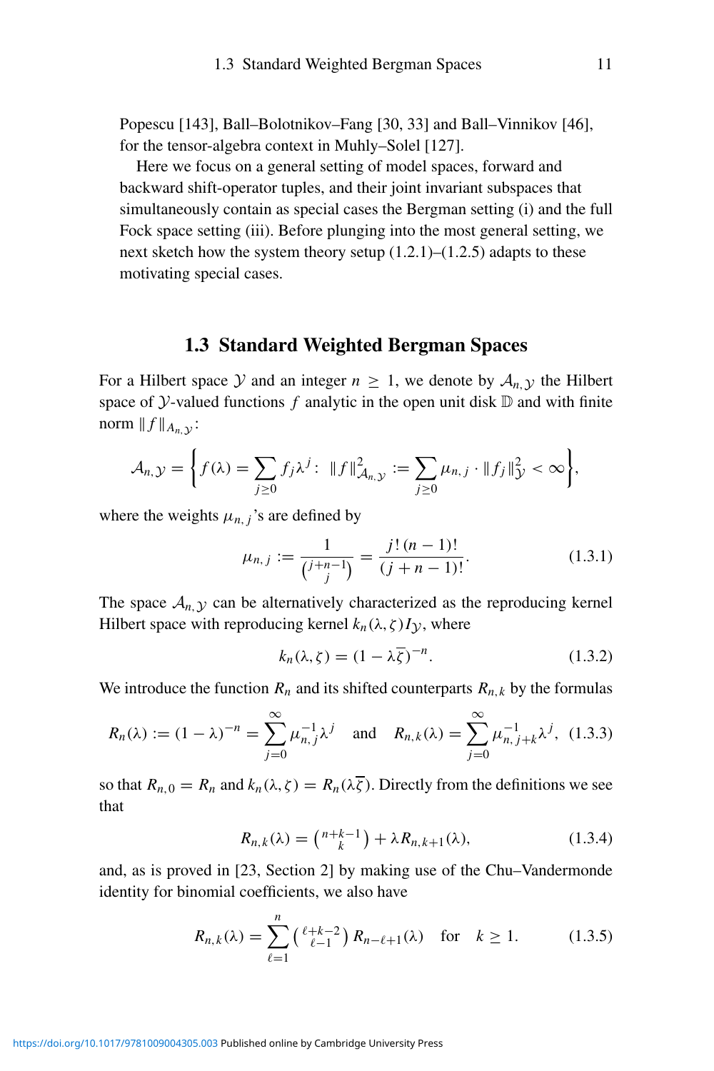Popescu [143], Ball–Bolotnikov–Fang [30, 33] and Ball–Vinnikov [46], for the tensor-algebra context in Muhly–Solel [127].

Here we focus on a general setting of model spaces, forward and backward shift-operator tuples, and their joint invariant subspaces that simultaneously contain as special cases the Bergman setting (i) and the full Fock space setting (iii). Before plunging into the most general setting, we next sketch how the system theory setup (1.2.1)–(1.2.5) adapts to these motivating special cases.

## 1.3 Standard Weighted Bergman Spaces

For a Hilbert space $\mathcal{Y}$ and an integer $n \geq 1$, we denote by $\mathcal{A}_{n,\mathcal{Y}}$ the Hilbert space of $\mathcal{Y}$-valued functions $f$ analytic in the open unit disk $\mathbb{D}$ and with finite norm $\|f\|_{A_{n,\mathcal{Y}}}$:

$$\mathcal{A}_{n,\mathcal{Y}} = \left\{ f(\lambda) = \sum_{j\geq 0} f_j \lambda^j : \ \|f\|^2_{\mathcal{A}_{n,\mathcal{Y}}} := \sum_{j\geq 0} \mu_{n,j} \cdot \|f_j\|^2_{\mathcal{Y}} < \infty \right\},$$

where the weights $\mu_{n,j}$'s are defined by

$$\mu_{n,j} := \frac{1}{\binom{j+n-1}{j}} = \frac{j!\,(n-1)!}{(j+n-1)!}. \tag{1.3.1}$$

The space $\mathcal{A}_{n,\mathcal{Y}}$ can be alternatively characterized as the reproducing kernel Hilbert space with reproducing kernel $k_n(\lambda,\zeta) I_{\mathcal{Y}}$, where

$$k_n(\lambda,\zeta) = (1 - \lambda\overline{\zeta})^{-n}. \tag{1.3.2}$$

We introduce the function $R_n$ and its shifted counterparts $R_{n,k}$ by the formulas

$$R_n(\lambda) := (1-\lambda)^{-n} = \sum_{j=0}^{\infty} \mu_{n,j}^{-1} \lambda^j \quad \text{and} \quad R_{n,k}(\lambda) = \sum_{j=0}^{\infty} \mu_{n,j+k}^{-1} \lambda^j, \tag{1.3.3}$$

so that $R_{n,0} = R_n$ and $k_n(\lambda,\zeta) = R_n(\lambda\overline{\zeta})$. Directly from the definitions we see that

$$R_{n,k}(\lambda) = \binom{n+k-1}{k} + \lambda R_{n,k+1}(\lambda), \tag{1.3.4}$$

and, as is proved in [23, Section 2] by making use of the Chu–Vandermonde identity for binomial coefficients, we also have

$$R_{n,k}(\lambda) = \sum_{\ell=1}^{n} \binom{\ell+k-2}{\ell-1} R_{n-\ell+1}(\lambda) \quad \text{for} \quad k \geq 1. \tag{1.3.5}$$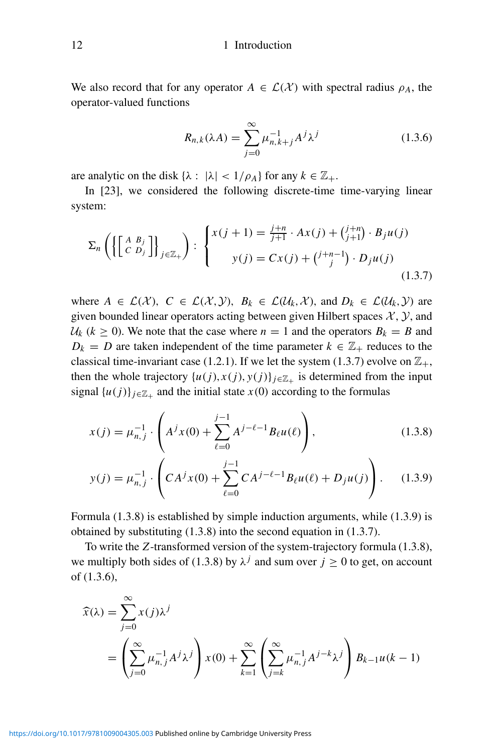We also record that for any operator $A \in \mathcal{L}(\mathcal{X})$ with spectral radius $\rho_A$, the operator-valued functions

$$R_{n,k}(\lambda A) = \sum_{j=0}^{\infty} \mu_{n,k+j}^{-1} A^j \lambda^j \tag{1.3.6}$$

are analytic on the disk $\{\lambda : \ |\lambda| < 1/\rho_A\}$ for any $k \in \mathbb{Z}_+$.

In [23], we considered the following discrete-time time-varying linear system:

$$\Sigma_n \left( \left\{ \left[ \begin{smallmatrix} A & B_j \\ C & D_j \end{smallmatrix} \right] \right\}_{j \in \mathbb{Z}_+} \right) : \begin{cases} x(j+1) = \frac{j+n}{j+1} \cdot Ax(j) + \binom{j+n}{j+1} \cdot B_j u(j) \\ \qquad y(j) = Cx(j) + \binom{j+n-1}{j} \cdot D_j u(j) \end{cases} \tag{1.3.7}$$

where $A \in \mathcal{L}(\mathcal{X})$, $C \in \mathcal{L}(\mathcal{X}, \mathcal{Y})$, $B_k \in \mathcal{L}(\mathcal{U}_k, \mathcal{X})$, and $D_k \in \mathcal{L}(\mathcal{U}_k, \mathcal{Y})$ are given bounded linear operators acting between given Hilbert spaces $\mathcal{X}$, $\mathcal{Y}$, and $\mathcal{U}_k$ $(k \geq 0)$. We note that the case where $n = 1$ and the operators $B_k = B$ and $D_k = D$ are taken independent of the time parameter $k \in \mathbb{Z}_+$ reduces to the classical time-invariant case (1.2.1). If we let the system (1.3.7) evolve on $\mathbb{Z}_+$, then the whole trajectory $\{u(j), x(j), y(j)\}_{j \in \mathbb{Z}_+}$ is determined from the input signal $\{u(j)\}_{j \in \mathbb{Z}_+}$ and the initial state $x(0)$ according to the formulas

$$x(j) = \mu_{n,j}^{-1} \cdot \left( A^j x(0) + \sum_{\ell=0}^{j-1} A^{j-\ell-1} B_\ell u(\ell) \right), \tag{1.3.8}$$

$$y(j) = \mu_{n,j}^{-1} \cdot \left( CA^j x(0) + \sum_{\ell=0}^{j-1} CA^{j-\ell-1} B_\ell u(\ell) + D_j u(j) \right). \tag{1.3.9}$$

Formula (1.3.8) is established by simple induction arguments, while (1.3.9) is obtained by substituting (1.3.8) into the second equation in (1.3.7).

To write the $Z$-transformed version of the system-trajectory formula (1.3.8), we multiply both sides of (1.3.8) by $\lambda^j$ and sum over $j \geq 0$ to get, on account of (1.3.6),

$$\begin{aligned} \widehat{x}(\lambda) &= \sum_{j=0}^{\infty} x(j)\lambda^j \\ &= \left( \sum_{j=0}^{\infty} \mu_{n,j}^{-1} A^j \lambda^j \right) x(0) + \sum_{k=1}^{\infty} \left( \sum_{j=k}^{\infty} \mu_{n,j}^{-1} A^{j-k} \lambda^j \right) B_{k-1} u(k-1) \end{aligned}$$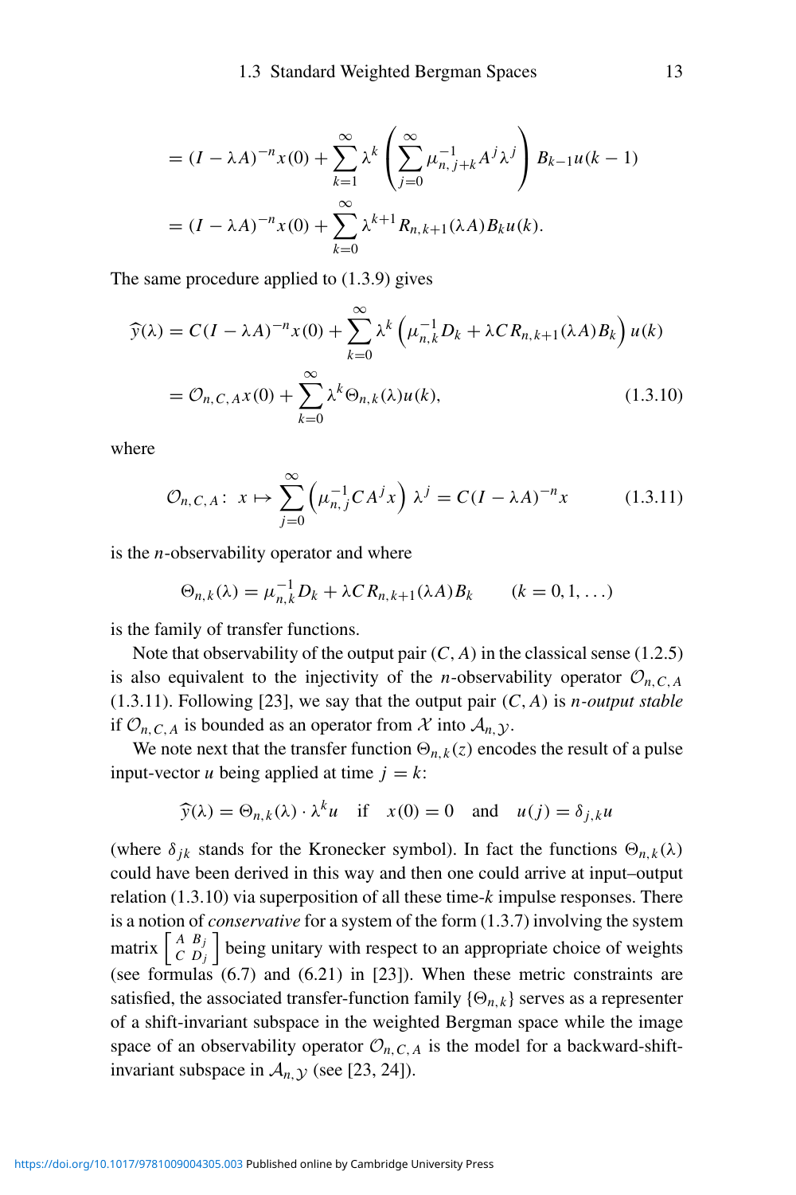$$= (I - \lambda A)^{-n} x(0) + \sum_{k=1}^{\infty} \lambda^k \left( \sum_{j=0}^{\infty} \mu_{n,j+k}^{-1} A^j \lambda^j \right) B_{k-1} u(k-1)$$

$$= (I - \lambda A)^{-n} x(0) + \sum_{k=0}^{\infty} \lambda^{k+1} R_{n,k+1}(\lambda A) B_k u(k).$$

The same procedure applied to (1.3.9) gives

$$\widehat{y}(\lambda) = C(I - \lambda A)^{-n} x(0) + \sum_{k=0}^{\infty} \lambda^k \left( \mu_{n,k}^{-1} D_k + \lambda C R_{n,k+1}(\lambda A) B_k \right) u(k)$$

$$= \mathcal{O}_{n,C,A} x(0) + \sum_{k=0}^{\infty} \lambda^k \Theta_{n,k}(\lambda) u(k), \tag{1.3.10}$$

where

$$\mathcal{O}_{n,C,A} \colon\ x \mapsto \sum_{j=0}^{\infty} \left( \mu_{n,j}^{-1} C A^j x \right) \lambda^j = C(I - \lambda A)^{-n} x \tag{1.3.11}$$

is the $n$-observability operator and where

$$\Theta_{n,k}(\lambda) = \mu_{n,k}^{-1} D_k + \lambda C R_{n,k+1}(\lambda A) B_k \qquad (k = 0, 1, \dots)$$

is the family of transfer functions.

Note that observability of the output pair $(C, A)$ in the classical sense (1.2.5) is also equivalent to the injectivity of the $n$-observability operator $\mathcal{O}_{n,C,A}$ (1.3.11). Following [23], we say that the output pair $(C, A)$ is *$n$-output stable* if $\mathcal{O}_{n,C,A}$ is bounded as an operator from $\mathcal{X}$ into $\mathcal{A}_{n,\mathcal{Y}}$.

We note next that the transfer function $\Theta_{n,k}(z)$ encodes the result of a pulse input-vector $u$ being applied at time $j = k$:

$$\widehat{y}(\lambda) = \Theta_{n,k}(\lambda) \cdot \lambda^k u \quad \text{if} \quad x(0) = 0 \quad \text{and} \quad u(j) = \delta_{j,k} u$$

(where $\delta_{jk}$ stands for the Kronecker symbol). In fact the functions $\Theta_{n,k}(\lambda)$ could have been derived in this way and then one could arrive at input–output relation (1.3.10) via superposition of all these time-$k$ impulse responses. There is a notion of *conservative* for a system of the form (1.3.7) involving the system matrix $\left[\begin{smallmatrix} A & B_j \\ C & D_j \end{smallmatrix}\right]$ being unitary with respect to an appropriate choice of weights (see formulas (6.7) and (6.21) in [23]). When these metric constraints are satisfied, the associated transfer-function family $\{\Theta_{n,k}\}$ serves as a representer of a shift-invariant subspace in the weighted Bergman space while the image space of an observability operator $\mathcal{O}_{n,C,A}$ is the model for a backward-shift-invariant subspace in $\mathcal{A}_{n,\mathcal{Y}}$ (see [23, 24]).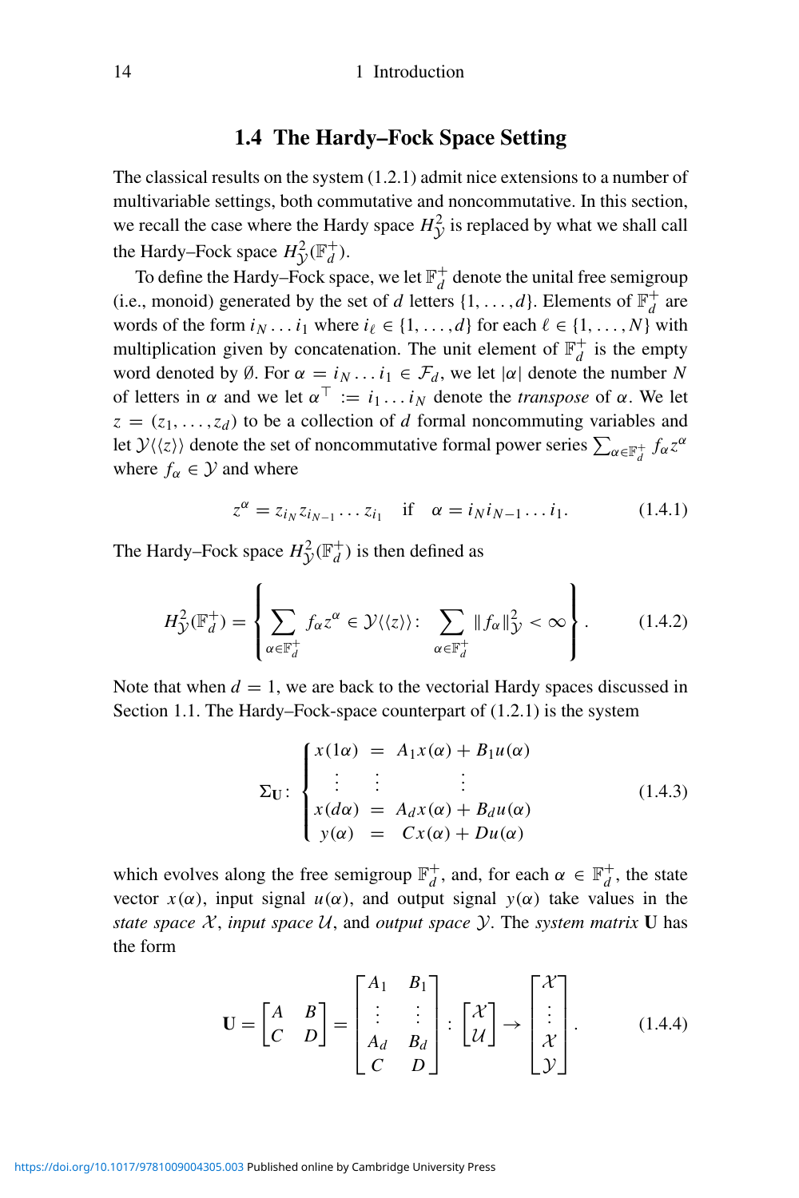## 1.4 The Hardy–Fock Space Setting

The classical results on the system (1.2.1) admit nice extensions to a number of multivariable settings, both commutative and noncommutative. In this section, we recall the case where the Hardy space $H^2_{\mathcal{Y}}$ is replaced by what we shall call the Hardy–Fock space $H^2_{\mathcal{Y}}(\mathbb{F}^+_d)$.

To define the Hardy–Fock space, we let $\mathbb{F}^+_d$ denote the unital free semigroup (i.e., monoid) generated by the set of $d$ letters $\{1, \ldots, d\}$. Elements of $\mathbb{F}^+_d$ are words of the form $i_N \ldots i_1$ where $i_\ell \in \{1, \ldots, d\}$ for each $\ell \in \{1, \ldots, N\}$ with multiplication given by concatenation. The unit element of $\mathbb{F}^+_d$ is the empty word denoted by $\emptyset$. For $\alpha = i_N \ldots i_1 \in \mathcal{F}_d$, we let $|\alpha|$ denote the number $N$ of letters in $\alpha$ and we let $\alpha^\top := i_1 \ldots i_N$ denote the *transpose* of $\alpha$. We let $z = (z_1, \ldots, z_d)$ to be a collection of $d$ formal noncommuting variables and let $\mathcal{Y}\langle\langle z \rangle\rangle$ denote the set of noncommutative formal power series $\sum_{\alpha \in \mathbb{F}^+_d} f_\alpha z^\alpha$ where $f_\alpha \in \mathcal{Y}$ and where

$$z^\alpha = z_{i_N} z_{i_{N-1}} \ldots z_{i_1} \quad \text{if} \quad \alpha = i_N i_{N-1} \ldots i_1. \tag{1.4.1}$$

The Hardy–Fock space $H^2_{\mathcal{Y}}(\mathbb{F}^+_d)$ is then defined as

$$H^2_{\mathcal{Y}}(\mathbb{F}^+_d) = \left\{ \sum_{\alpha \in \mathbb{F}^+_d} f_\alpha z^\alpha \in \mathcal{Y}\langle\langle z \rangle\rangle \colon \sum_{\alpha \in \mathbb{F}^+_d} \|f_\alpha\|^2_{\mathcal{Y}} < \infty \right\}. \tag{1.4.2}$$

Note that when $d = 1$, we are back to the vectorial Hardy spaces discussed in Section 1.1. The Hardy–Fock-space counterpart of (1.2.1) is the system

$$\Sigma_{\mathbf{U}} \colon \begin{cases} x(1\alpha) &= A_1 x(\alpha) + B_1 u(\alpha) \\ \quad\vdots & \vdots \qquad\qquad \vdots \\ x(d\alpha) &= A_d x(\alpha) + B_d u(\alpha) \\ \ \ y(\alpha) &= C x(\alpha) + D u(\alpha) \end{cases} \tag{1.4.3}$$

which evolves along the free semigroup $\mathbb{F}^+_d$, and, for each $\alpha \in \mathbb{F}^+_d$, the state vector $x(\alpha)$, input signal $u(\alpha)$, and output signal $y(\alpha)$ take values in the *state space* $\mathcal{X}$, *input space* $\mathcal{U}$, and *output space* $\mathcal{Y}$. The *system matrix* $\mathbf{U}$ has the form

$$\mathbf{U} = \begin{bmatrix} A & B \\ C & D \end{bmatrix} = \begin{bmatrix} A_1 & B_1 \\ \vdots & \vdots \\ A_d & B_d \\ C & D \end{bmatrix} \colon \begin{bmatrix} \mathcal{X} \\ \mathcal{U} \end{bmatrix} \to \begin{bmatrix} \mathcal{X} \\ \vdots \\ \mathcal{X} \\ \mathcal{Y} \end{bmatrix}. \tag{1.4.4}$$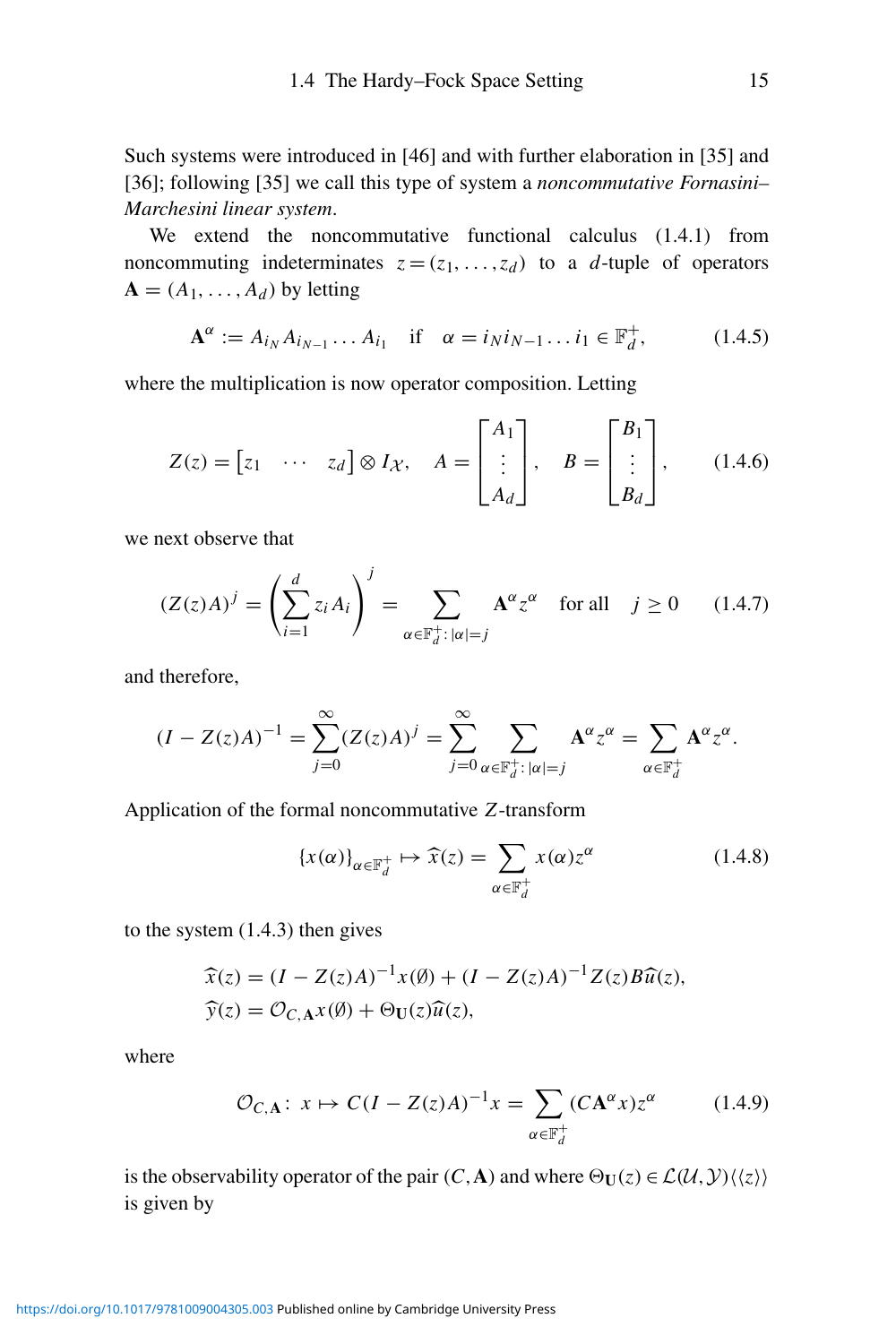Such systems were introduced in [46] and with further elaboration in [35] and [36]; following [35] we call this type of system a *noncommutative Fornasini–Marchesini linear system*.

We extend the noncommutative functional calculus (1.4.1) from noncommuting indeterminates $z = (z_1, \dots, z_d)$ to a $d$-tuple of operators $\mathbf{A} = (A_1, \dots, A_d)$ by letting

$$\mathbf{A}^\alpha := A_{i_N} A_{i_{N-1}} \dots A_{i_1} \quad \text{if} \quad \alpha = i_N i_{N-1} \dots i_1 \in \mathbb{F}_d^+, \tag{1.4.5}$$

where the multiplication is now operator composition. Letting

$$Z(z) = \begin{bmatrix} z_1 & \cdots & z_d \end{bmatrix} \otimes I_{\mathcal{X}}, \quad A = \begin{bmatrix} A_1 \\ \vdots \\ A_d \end{bmatrix}, \quad B = \begin{bmatrix} B_1 \\ \vdots \\ B_d \end{bmatrix}, \tag{1.4.6}$$

we next observe that

$$(Z(z)A)^j = \left( \sum_{i=1}^d z_i A_i \right)^j = \sum_{\alpha \in \mathbb{F}_d^+ : |\alpha| = j} \mathbf{A}^\alpha z^\alpha \quad \text{for all} \quad j \geq 0 \tag{1.4.7}$$

and therefore,

$$(I - Z(z)A)^{-1} = \sum_{j=0}^\infty (Z(z)A)^j = \sum_{j=0}^\infty \sum_{\alpha \in \mathbb{F}_d^+ : |\alpha| = j} \mathbf{A}^\alpha z^\alpha = \sum_{\alpha \in \mathbb{F}_d^+} \mathbf{A}^\alpha z^\alpha.$$

Application of the formal noncommutative $Z$-transform

$$\{x(\alpha)\}_{\alpha \in \mathbb{F}_d^+} \mapsto \widehat{x}(z) = \sum_{\alpha \in \mathbb{F}_d^+} x(\alpha) z^\alpha \tag{1.4.8}$$

to the system (1.4.3) then gives

$$\begin{aligned}
\widehat{x}(z) &= (I - Z(z)A)^{-1} x(\emptyset) + (I - Z(z)A)^{-1} Z(z) B \widehat{u}(z), \\
\widehat{y}(z) &= \mathcal{O}_{C,\mathbf{A}} x(\emptyset) + \Theta_{\mathbf{U}}(z) \widehat{u}(z),
\end{aligned}$$

where

$$\mathcal{O}_{C,\mathbf{A}} \colon x \mapsto C(I - Z(z)A)^{-1} x = \sum_{\alpha \in \mathbb{F}_d^+} (C \mathbf{A}^\alpha x) z^\alpha \tag{1.4.9}$$

is the observability operator of the pair $(C, \mathbf{A})$ and where $\Theta_{\mathbf{U}}(z) \in \mathcal{L}(\mathcal{U}, \mathcal{Y})\langle\langle z \rangle\rangle$ is given by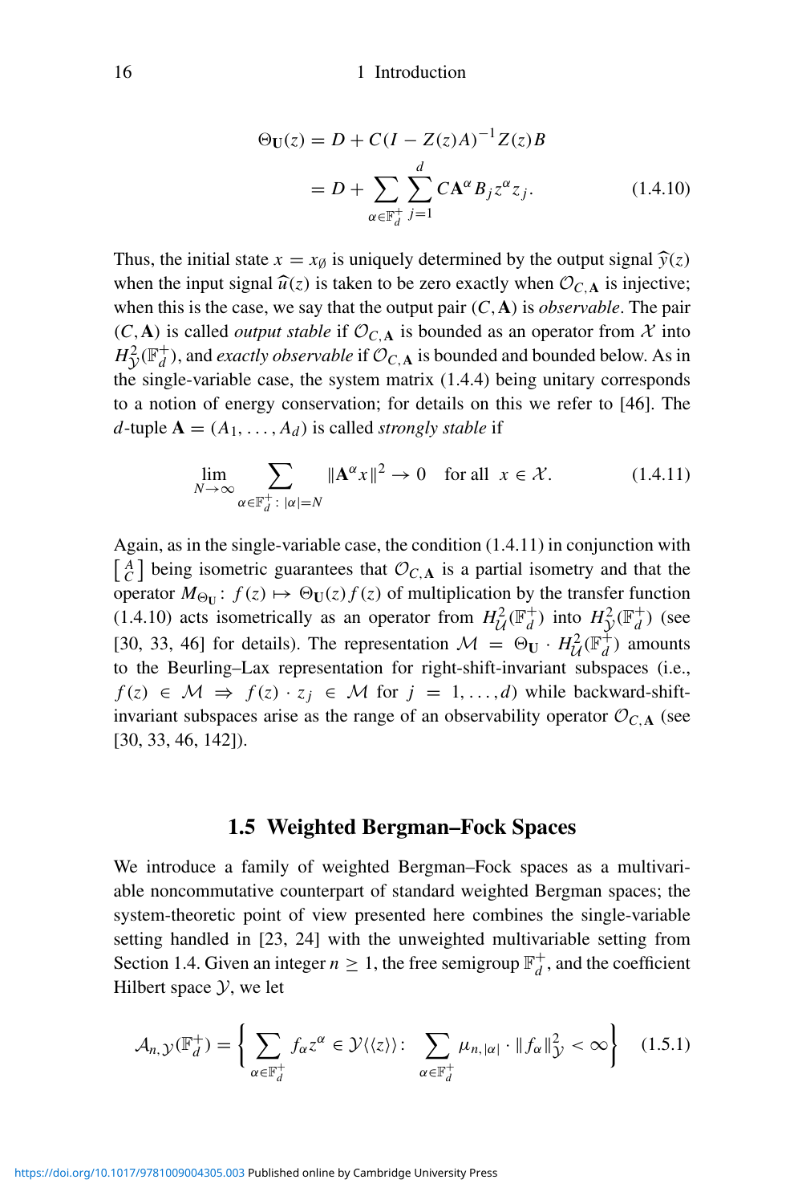$$\Theta_{\mathbf{U}}(z) = D + C(I - Z(z)A)^{-1}Z(z)B$$
$$= D + \sum_{\alpha \in \mathbb{F}_d^+} \sum_{j=1}^{d} C\mathbf{A}^{\alpha} B_j z^{\alpha} z_j. \tag{1.4.10}$$

Thus, the initial state $x = x_\emptyset$ is uniquely determined by the output signal $\widehat{y}(z)$ when the input signal $\widehat{u}(z)$ is taken to be zero exactly when $\mathcal{O}_{C,\mathbf{A}}$ is injective; when this is the case, we say that the output pair $(C, \mathbf{A})$ is *observable*. The pair $(C, \mathbf{A})$ is called *output stable* if $\mathcal{O}_{C,\mathbf{A}}$ is bounded as an operator from $\mathcal{X}$ into $H^2_{\mathcal{Y}}(\mathbb{F}_d^+)$, and *exactly observable* if $\mathcal{O}_{C,\mathbf{A}}$ is bounded and bounded below. As in the single-variable case, the system matrix (1.4.4) being unitary corresponds to a notion of energy conservation; for details on this we refer to [46]. The $d$-tuple $\mathbf{A} = (A_1, \ldots, A_d)$ is called *strongly stable* if

$$\lim_{N \to \infty} \sum_{\alpha \in \mathbb{F}_d^+ \colon |\alpha| = N} \|\mathbf{A}^{\alpha} x\|^2 \to 0 \quad \text{for all } \ x \in \mathcal{X}. \tag{1.4.11}$$

Again, as in the single-variable case, the condition (1.4.11) in conjunction with $\left[\begin{smallmatrix} A \\ C \end{smallmatrix}\right]$ being isometric guarantees that $\mathcal{O}_{C,\mathbf{A}}$ is a partial isometry and that the operator $M_{\Theta_{\mathbf{U}}} \colon f(z) \mapsto \Theta_{\mathbf{U}}(z) f(z)$ of multiplication by the transfer function (1.4.10) acts isometrically as an operator from $H^2_{\mathcal{U}}(\mathbb{F}_d^+)$ into $H^2_{\mathcal{Y}}(\mathbb{F}_d^+)$ (see [30, 33, 46] for details). The representation $\mathcal{M} = \Theta_{\mathbf{U}} \cdot H^2_{\mathcal{U}}(\mathbb{F}_d^+)$ amounts to the Beurling–Lax representation for right-shift-invariant subspaces (i.e., $f(z) \in \mathcal{M} \Rightarrow f(z) \cdot z_j \in \mathcal{M}$ for $j = 1, \ldots, d$) while backward-shift-invariant subspaces arise as the range of an observability operator $\mathcal{O}_{C,\mathbf{A}}$ (see [30, 33, 46, 142]).

## 1.5 Weighted Bergman–Fock Spaces

We introduce a family of weighted Bergman–Fock spaces as a multivariable noncommutative counterpart of standard weighted Bergman spaces; the system-theoretic point of view presented here combines the single-variable setting handled in [23, 24] with the unweighted multivariable setting from Section 1.4. Given an integer $n \geq 1$, the free semigroup $\mathbb{F}_d^+$, and the coefficient Hilbert space $\mathcal{Y}$, we let

$$\mathcal{A}_{n,\mathcal{Y}}(\mathbb{F}_d^+) = \left\{ \sum_{\alpha \in \mathbb{F}_d^+} f_\alpha z^\alpha \in \mathcal{Y}\langle\langle z \rangle\rangle \colon \ \sum_{\alpha \in \mathbb{F}_d^+} \mu_{n,|\alpha|} \cdot \|f_\alpha\|^2_{\mathcal{Y}} < \infty \right\} \tag{1.5.1}$$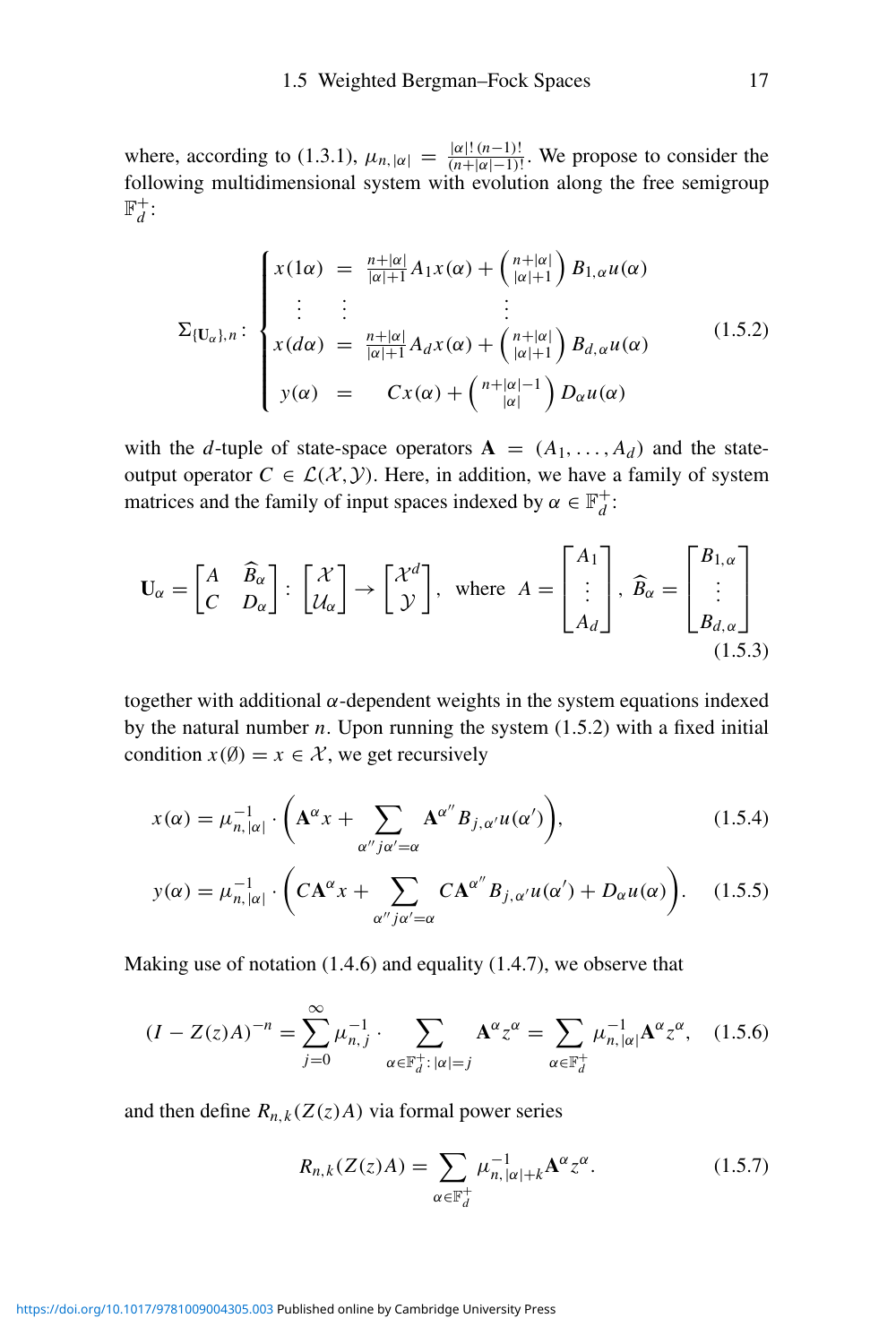where, according to (1.3.1), $\mu_{n,|\alpha|} = \frac{|\alpha|!\,(n-1)!}{(n+|\alpha|-1)!}$. We propose to consider the following multidimensional system with evolution along the free semigroup $\mathbb{F}_d^+$:

$$
\Sigma_{\{\mathbf{U}_\alpha\},n}\colon \begin{cases} x(1\alpha) &= \frac{n+|\alpha|}{|\alpha|+1} A_1 x(\alpha) + \binom{n+|\alpha|}{|\alpha|+1} B_{1,\alpha} u(\alpha) \\ \quad\vdots & \vdots \qquad\qquad\qquad \vdots \\ x(d\alpha) &= \frac{n+|\alpha|}{|\alpha|+1} A_d x(\alpha) + \binom{n+|\alpha|}{|\alpha|+1} B_{d,\alpha} u(\alpha) \\ y(\alpha) &= \quad C x(\alpha) + \binom{n+|\alpha|-1}{|\alpha|} D_\alpha u(\alpha) \end{cases} \tag{1.5.2}
$$

with the $d$-tuple of state-space operators $\mathbf{A} = (A_1, \ldots, A_d)$ and the state-output operator $C \in \mathcal{L}(\mathcal{X}, \mathcal{Y})$. Here, in addition, we have a family of system matrices and the family of input spaces indexed by $\alpha \in \mathbb{F}_d^+$:

$$
\mathbf{U}_\alpha = \begin{bmatrix} A & \widehat{B}_\alpha \\ C & D_\alpha \end{bmatrix} \colon \begin{bmatrix} \mathcal{X} \\ \mathcal{U}_\alpha \end{bmatrix} \to \begin{bmatrix} \mathcal{X}^d \\ \mathcal{Y} \end{bmatrix}, \quad \text{where } A = \begin{bmatrix} A_1 \\ \vdots \\ A_d \end{bmatrix}, \; \widehat{B}_\alpha = \begin{bmatrix} B_{1,\alpha} \\ \vdots \\ B_{d,\alpha} \end{bmatrix} \tag{1.5.3}
$$

together with additional $\alpha$-dependent weights in the system equations indexed by the natural number $n$. Upon running the system (1.5.2) with a fixed initial condition $x(\emptyset) = x \in \mathcal{X}$, we get recursively

$$
x(\alpha) = \mu_{n,|\alpha|}^{-1} \cdot \Big( \mathbf{A}^\alpha x + \sum_{\alpha'' j \alpha' = \alpha} \mathbf{A}^{\alpha''} B_{j,\alpha'} u(\alpha') \Big), \tag{1.5.4}
$$

$$
y(\alpha) = \mu_{n,|\alpha|}^{-1} \cdot \Big( C\mathbf{A}^\alpha x + \sum_{\alpha'' j \alpha' = \alpha} C\mathbf{A}^{\alpha''} B_{j,\alpha'} u(\alpha') + D_\alpha u(\alpha) \Big). \tag{1.5.5}
$$

Making use of notation (1.4.6) and equality (1.4.7), we observe that

$$
(I - Z(z)A)^{-n} = \sum_{j=0}^{\infty} \mu_{n,j}^{-1} \cdot \sum_{\alpha \in \mathbb{F}_d^+ \colon |\alpha| = j} \mathbf{A}^\alpha z^\alpha = \sum_{\alpha \in \mathbb{F}_d^+} \mu_{n,|\alpha|}^{-1} \mathbf{A}^\alpha z^\alpha, \tag{1.5.6}
$$

and then define $R_{n,k}(Z(z)A)$ via formal power series

$$
R_{n,k}(Z(z)A) = \sum_{\alpha \in \mathbb{F}_d^+} \mu_{n,|\alpha|+k}^{-1} \mathbf{A}^\alpha z^\alpha. \tag{1.5.7}
$$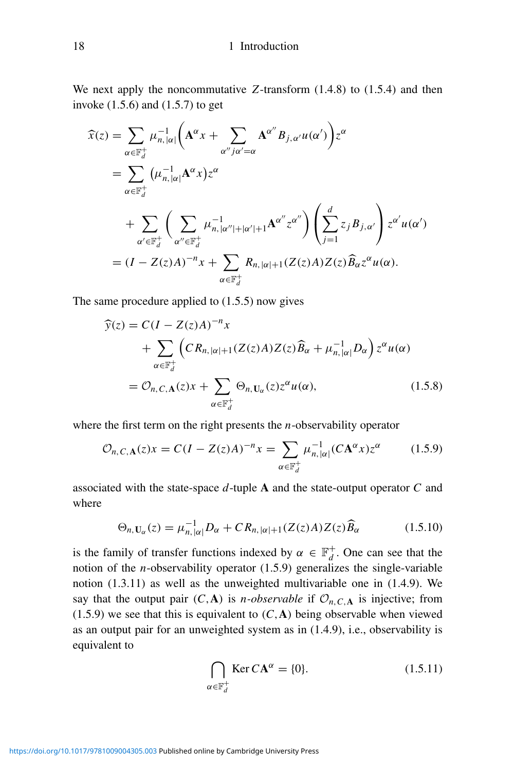We next apply the noncommutative $Z$-transform (1.4.8) to (1.5.4) and then invoke (1.5.6) and (1.5.7) to get

$$
\begin{aligned}
\widehat{x}(z) &= \sum_{\alpha \in \mathbb{F}_d^+} \mu_{n,|\alpha|}^{-1} \Big( \mathbf{A}^{\alpha} x + \sum_{\alpha'' j \alpha' = \alpha} \mathbf{A}^{\alpha''} B_{j,\alpha'} u(\alpha') \Big) z^{\alpha} \\
&= \sum_{\alpha \in \mathbb{F}_d^+} \big( \mu_{n,|\alpha|}^{-1} \mathbf{A}^{\alpha} x \big) z^{\alpha} \\
&\quad + \sum_{\alpha' \in \mathbb{F}_d^+} \Big( \sum_{\alpha'' \in \mathbb{F}_d^+} \mu_{n,|\alpha''|+|\alpha'|+1}^{-1} \mathbf{A}^{\alpha''} z^{\alpha''} \Big) \Big( \sum_{j=1}^{d} z_j B_{j,\alpha'} \Big) z^{\alpha'} u(\alpha') \\
&= (I - Z(z)A)^{-n} x + \sum_{\alpha \in \mathbb{F}_d^+} R_{n,|\alpha|+1}(Z(z)A) Z(z) \widehat{B}_{\alpha} z^{\alpha} u(\alpha).
\end{aligned}
$$

The same procedure applied to (1.5.5) now gives

$$
\begin{aligned}
\widehat{y}(z) &= C(I - Z(z)A)^{-n} x \\
&\quad + \sum_{\alpha \in \mathbb{F}_d^+} \Big( C R_{n,|\alpha|+1}(Z(z)A) Z(z) \widehat{B}_{\alpha} + \mu_{n,|\alpha|}^{-1} D_{\alpha} \Big) z^{\alpha} u(\alpha) \\
&= \mathcal{O}_{n,C,\mathbf{A}}(z) x + \sum_{\alpha \in \mathbb{F}_d^+} \Theta_{n,\mathbf{U}_{\alpha}}(z) z^{\alpha} u(\alpha),
\end{aligned}
\tag{1.5.8}
$$

where the first term on the right presents the $n$-observability operator

$$
\mathcal{O}_{n,C,\mathbf{A}}(z) x = C(I - Z(z)A)^{-n} x = \sum_{\alpha \in \mathbb{F}_d^+} \mu_{n,|\alpha|}^{-1} (C \mathbf{A}^{\alpha} x) z^{\alpha} \tag{1.5.9}
$$

associated with the state-space $d$-tuple $\mathbf{A}$ and the state-output operator $C$ and where

$$
\Theta_{n,\mathbf{U}_{\alpha}}(z) = \mu_{n,|\alpha|}^{-1} D_{\alpha} + C R_{n,|\alpha|+1}(Z(z)A) Z(z) \widehat{B}_{\alpha} \tag{1.5.10}
$$

is the family of transfer functions indexed by $\alpha \in \mathbb{F}_d^+$. One can see that the notion of the $n$-observability operator (1.5.9) generalizes the single-variable notion (1.3.11) as well as the unweighted multivariable one in (1.4.9). We say that the output pair $(C, \mathbf{A})$ is *$n$-observable* if $\mathcal{O}_{n,C,\mathbf{A}}$ is injective; from (1.5.9) we see that this is equivalent to $(C, \mathbf{A})$ being observable when viewed as an output pair for an unweighted system as in (1.4.9), i.e., observability is equivalent to

$$
\bigcap_{\alpha \in \mathbb{F}_d^+} \operatorname{Ker} C \mathbf{A}^{\alpha} = \{0\}. \tag{1.5.11}
$$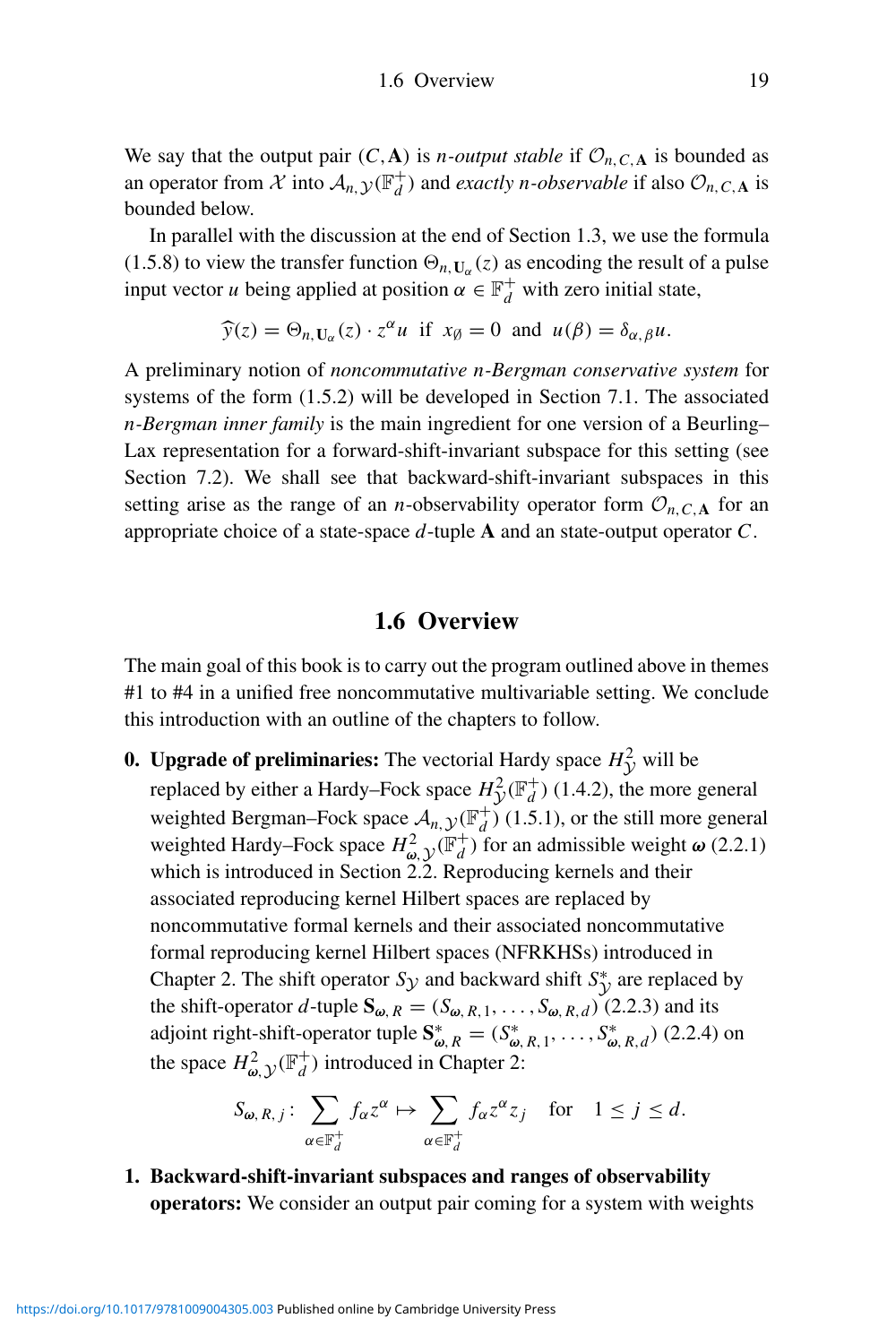We say that the output pair $(C, \mathbf{A})$ is *n-output stable* if $\mathcal{O}_{n,C,\mathbf{A}}$ is bounded as an operator from $\mathcal{X}$ into $\mathcal{A}_{n,\mathcal{Y}}(\mathbb{F}_d^+)$ and *exactly n-observable* if also $\mathcal{O}_{n,C,\mathbf{A}}$ is bounded below.

In parallel with the discussion at the end of Section 1.3, we use the formula (1.5.8) to view the transfer function $\Theta_{n,\mathbf{U}_\alpha}(z)$ as encoding the result of a pulse input vector $u$ being applied at position $\alpha \in \mathbb{F}_d^+$ with zero initial state,

$$\widehat{y}(z) = \Theta_{n,\mathbf{U}_\alpha}(z) \cdot z^\alpha u \;\text{ if }\; x_\emptyset = 0 \;\text{ and }\; u(\beta) = \delta_{\alpha,\beta} u.$$

A preliminary notion of *noncommutative n-Bergman conservative system* for systems of the form (1.5.2) will be developed in Section 7.1. The associated *n-Bergman inner family* is the main ingredient for one version of a Beurling–Lax representation for a forward-shift-invariant subspace for this setting (see Section 7.2). We shall see that backward-shift-invariant subspaces in this setting arise as the range of an $n$-observability operator form $\mathcal{O}_{n,C,\mathbf{A}}$ for an appropriate choice of a state-space $d$-tuple $\mathbf{A}$ and an state-output operator $C$.

## 1.6 Overview

The main goal of this book is to carry out the program outlined above in themes #1 to #4 in a unified free noncommutative multivariable setting. We conclude this introduction with an outline of the chapters to follow.

**0. Upgrade of preliminaries:** The vectorial Hardy space $H^2_{\mathcal{Y}}$ will be replaced by either a Hardy–Fock space $H^2_{\mathcal{Y}}(\mathbb{F}_d^+)$ (1.4.2), the more general weighted Bergman–Fock space $\mathcal{A}_{n,\mathcal{Y}}(\mathbb{F}_d^+)$ (1.5.1), or the still more general weighted Hardy–Fock space $H^2_{\boldsymbol{\omega},\mathcal{Y}}(\mathbb{F}_d^+)$ for an admissible weight $\boldsymbol{\omega}$ (2.2.1) which is introduced in Section 2.2. Reproducing kernels and their associated reproducing kernel Hilbert spaces are replaced by noncommutative formal kernels and their associated noncommutative formal reproducing kernel Hilbert spaces (NFRKHSs) introduced in Chapter 2. The shift operator $S_{\mathcal{Y}}$ and backward shift $S^*_{\mathcal{Y}}$ are replaced by the shift-operator $d$-tuple $\mathbf{S}_{\boldsymbol{\omega},R} = (S_{\boldsymbol{\omega},R,1}, \dots, S_{\boldsymbol{\omega},R,d})$ (2.2.3) and its adjoint right-shift-operator tuple $\mathbf{S}^*_{\boldsymbol{\omega},R} = (S^*_{\boldsymbol{\omega},R,1}, \dots, S^*_{\boldsymbol{\omega},R,d})$ (2.2.4) on the space $H^2_{\boldsymbol{\omega},\mathcal{Y}}(\mathbb{F}_d^+)$ introduced in Chapter 2:

$$S_{\boldsymbol{\omega},R,j} \colon \sum_{\alpha \in \mathbb{F}_d^+} f_\alpha z^\alpha \mapsto \sum_{\alpha \in \mathbb{F}_d^+} f_\alpha z^\alpha z_j \quad \text{for} \quad 1 \le j \le d.$$

**1. Backward-shift-invariant subspaces and ranges of observability operators:** We consider an output pair coming for a system with weights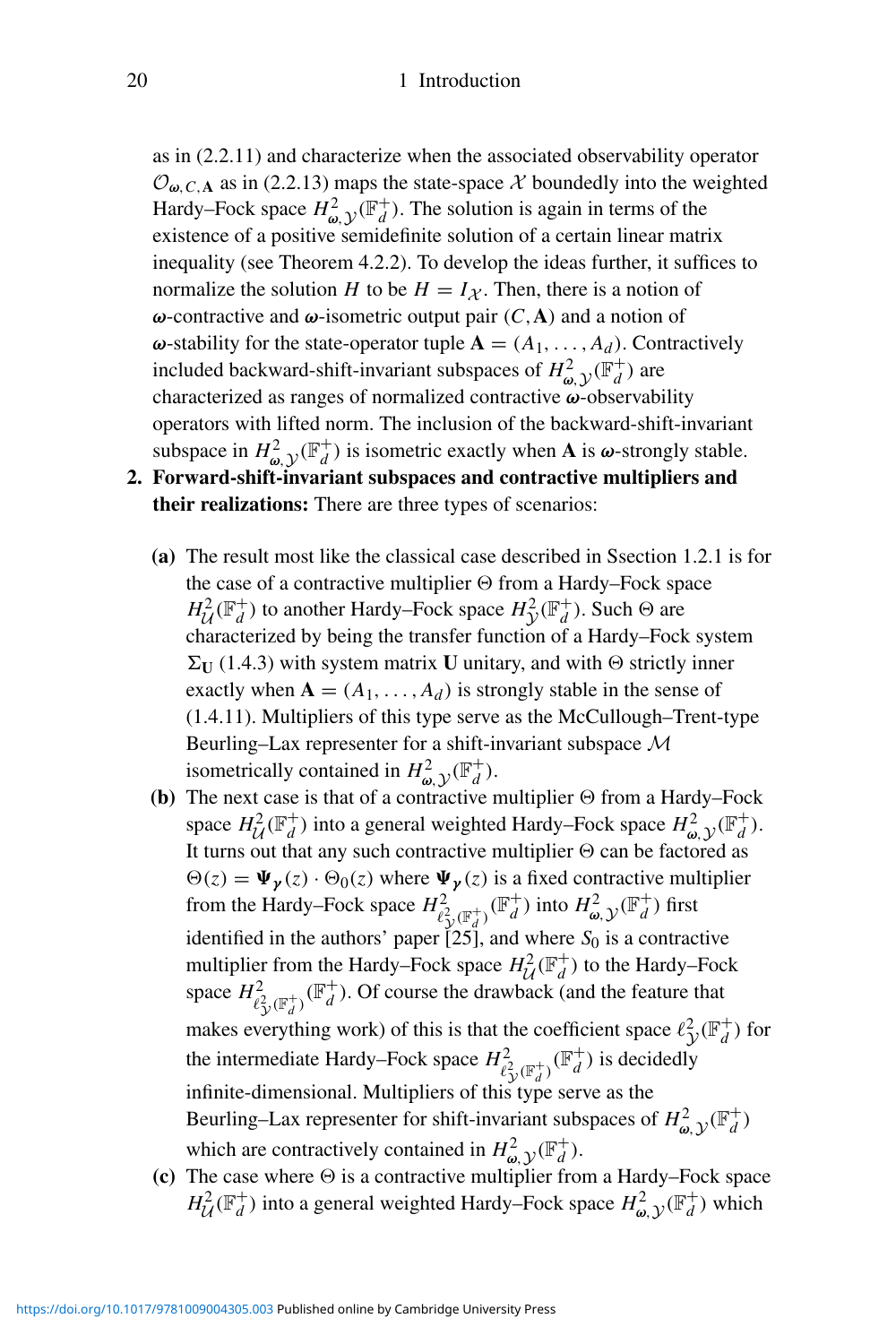as in (2.2.11) and characterize when the associated observability operator $\mathcal{O}_{\boldsymbol{\omega},C,\mathbf{A}}$ as in (2.2.13) maps the state-space $\mathcal{X}$ boundedly into the weighted Hardy–Fock space $H^2_{\boldsymbol{\omega},\mathcal{Y}}(\mathbb{F}^+_d)$. The solution is again in terms of the existence of a positive semidefinite solution of a certain linear matrix inequality (see Theorem 4.2.2). To develop the ideas further, it suffices to normalize the solution $H$ to be $H = I_{\mathcal{X}}$. Then, there is a notion of $\boldsymbol{\omega}$-contractive and $\boldsymbol{\omega}$-isometric output pair $(C, \mathbf{A})$ and a notion of $\boldsymbol{\omega}$-stability for the state-operator tuple $\mathbf{A} = (A_1, \ldots, A_d)$. Contractively included backward-shift-invariant subspaces of $H^2_{\boldsymbol{\omega},\mathcal{Y}}(\mathbb{F}^+_d)$ are characterized as ranges of normalized contractive $\boldsymbol{\omega}$-observability operators with lifted norm. The inclusion of the backward-shift-invariant subspace in $H^2_{\boldsymbol{\omega},\mathcal{Y}}(\mathbb{F}^+_d)$ is isometric exactly when $\mathbf{A}$ is $\boldsymbol{\omega}$-strongly stable.

2. **Forward-shift-invariant subspaces and contractive multipliers and their realizations:** There are three types of scenarios:

   **(a)** The result most like the classical case described in Ssection 1.2.1 is for the case of a contractive multiplier $\Theta$ from a Hardy–Fock space $H^2_{\mathcal{U}}(\mathbb{F}^+_d)$ to another Hardy–Fock space $H^2_{\mathcal{Y}}(\mathbb{F}^+_d)$. Such $\Theta$ are characterized by being the transfer function of a Hardy–Fock system $\Sigma_{\mathbf{U}}$ (1.4.3) with system matrix $\mathbf{U}$ unitary, and with $\Theta$ strictly inner exactly when $\mathbf{A} = (A_1, \ldots, A_d)$ is strongly stable in the sense of (1.4.11). Multipliers of this type serve as the McCullough–Trent-type Beurling–Lax representer for a shift-invariant subspace $\mathcal{M}$ isometrically contained in $H^2_{\boldsymbol{\omega},\mathcal{Y}}(\mathbb{F}^+_d)$.

   **(b)** The next case is that of a contractive multiplier $\Theta$ from a Hardy–Fock space $H^2_{\mathcal{U}}(\mathbb{F}^+_d)$ into a general weighted Hardy–Fock space $H^2_{\boldsymbol{\omega},\mathcal{Y}}(\mathbb{F}^+_d)$. It turns out that any such contractive multiplier $\Theta$ can be factored as $\Theta(z) = \boldsymbol{\Psi}_{\boldsymbol{\gamma}}(z) \cdot \Theta_0(z)$ where $\boldsymbol{\Psi}_{\boldsymbol{\gamma}}(z)$ is a fixed contractive multiplier from the Hardy–Fock space $H^2_{\ell^2_{\mathcal{Y}}(\mathbb{F}^+_d)}(\mathbb{F}^+_d)$ into $H^2_{\boldsymbol{\omega},\mathcal{Y}}(\mathbb{F}^+_d)$ first identified in the authors' paper [25], and where $S_0$ is a contractive multiplier from the Hardy–Fock space $H^2_{\mathcal{U}}(\mathbb{F}^+_d)$ to the Hardy–Fock space $H^2_{\ell^2_{\mathcal{Y}}(\mathbb{F}^+_d)}(\mathbb{F}^+_d)$. Of course the drawback (and the feature that makes everything work) of this is that the coefficient space $\ell^2_{\mathcal{Y}}(\mathbb{F}^+_d)$ for the intermediate Hardy–Fock space $H^2_{\ell^2_{\mathcal{Y}}(\mathbb{F}^+_d)}(\mathbb{F}^+_d)$ is decidedly infinite-dimensional. Multipliers of this type serve as the Beurling–Lax representer for shift-invariant subspaces of $H^2_{\boldsymbol{\omega},\mathcal{Y}}(\mathbb{F}^+_d)$ which are contractively contained in $H^2_{\boldsymbol{\omega},\mathcal{Y}}(\mathbb{F}^+_d)$.

   **(c)** The case where $\Theta$ is a contractive multiplier from a Hardy–Fock space $H^2_{\mathcal{U}}(\mathbb{F}^+_d)$ into a general weighted Hardy–Fock space $H^2_{\boldsymbol{\omega},\mathcal{Y}}(\mathbb{F}^+_d)$ which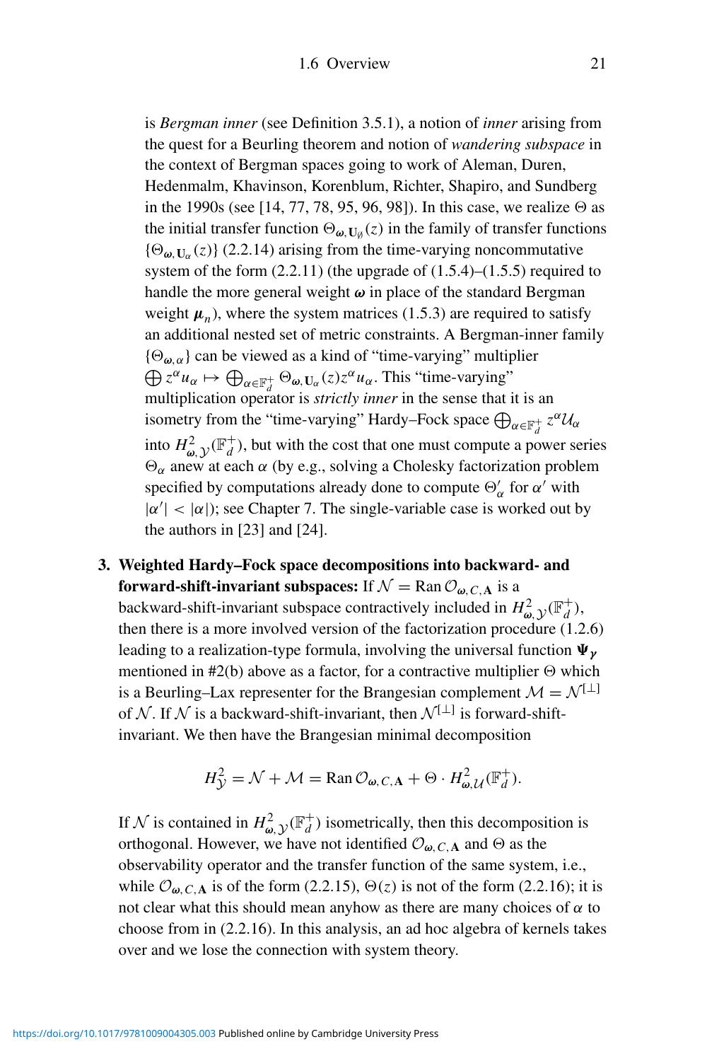is *Bergman inner* (see Definition 3.5.1), a notion of *inner* arising from the quest for a Beurling theorem and notion of *wandering subspace* in the context of Bergman spaces going to work of Aleman, Duren, Hedenmalm, Khavinson, Korenblum, Richter, Shapiro, and Sundberg in the 1990s (see [14, 77, 78, 95, 96, 98]). In this case, we realize $\Theta$ as the initial transfer function $\Theta_{\boldsymbol{\omega}, \mathbf{U}_\emptyset}(z)$ in the family of transfer functions $\{\Theta_{\boldsymbol{\omega}, \mathbf{U}_\alpha}(z)\}$ (2.2.14) arising from the time-varying noncommutative system of the form (2.2.11) (the upgrade of (1.5.4)–(1.5.5) required to handle the more general weight $\boldsymbol{\omega}$ in place of the standard Bergman weight $\boldsymbol{\mu}_n$), where the system matrices (1.5.3) are required to satisfy an additional nested set of metric constraints. A Bergman-inner family $\{\Theta_{\boldsymbol{\omega}, \alpha}\}$ can be viewed as a kind of "time-varying" multiplier $\bigoplus z^\alpha u_\alpha \mapsto \bigoplus_{\alpha \in \mathbb{F}_d^+} \Theta_{\boldsymbol{\omega}, \mathbf{U}_\alpha}(z) z^\alpha u_\alpha$. This "time-varying" multiplication operator is *strictly inner* in the sense that it is an isometry from the "time-varying" Hardy–Fock space $\bigoplus_{\alpha \in \mathbb{F}_d^+} z^\alpha \mathcal{U}_\alpha$ into $H^2_{\boldsymbol{\omega}, \mathcal{Y}}(\mathbb{F}_d^+)$, but with the cost that one must compute a power series $\Theta_\alpha$ anew at each $\alpha$ (by e.g., solving a Cholesky factorization problem specified by computations already done to compute $\Theta'_\alpha$ for $\alpha'$ with $|\alpha'| < |\alpha|$); see Chapter 7. The single-variable case is worked out by the authors in [23] and [24].

3. **Weighted Hardy–Fock space decompositions into backward- and forward-shift-invariant subspaces:** If $\mathcal{N} = \operatorname{Ran} \mathcal{O}_{\boldsymbol{\omega}, C, \mathbf{A}}$ is a backward-shift-invariant subspace contractively included in $H^2_{\boldsymbol{\omega}, \mathcal{Y}}(\mathbb{F}_d^+)$, then there is a more involved version of the factorization procedure (1.2.6) leading to a realization-type formula, involving the universal function $\boldsymbol{\Psi}_{\boldsymbol{\gamma}}$ mentioned in #2(b) above as a factor, for a contractive multiplier $\Theta$ which is a Beurling–Lax representer for the Brangesian complement $\mathcal{M} = \mathcal{N}^{[\perp]}$ of $\mathcal{N}$. If $\mathcal{N}$ is a backward-shift-invariant, then $\mathcal{N}^{[\perp]}$ is forward-shift-invariant. We then have the Brangesian minimal decomposition

$$H^2_{\mathcal{Y}} = \mathcal{N} + \mathcal{M} = \operatorname{Ran} \mathcal{O}_{\boldsymbol{\omega}, C, \mathbf{A}} + \Theta \cdot H^2_{\boldsymbol{\omega}, \mathcal{U}}(\mathbb{F}_d^+).$$

If $\mathcal{N}$ is contained in $H^2_{\boldsymbol{\omega}, \mathcal{Y}}(\mathbb{F}_d^+)$ isometrically, then this decomposition is orthogonal. However, we have not identified $\mathcal{O}_{\boldsymbol{\omega}, C, \mathbf{A}}$ and $\Theta$ as the observability operator and the transfer function of the same system, i.e., while $\mathcal{O}_{\boldsymbol{\omega}, C, \mathbf{A}}$ is of the form (2.2.15), $\Theta(z)$ is not of the form (2.2.16); it is not clear what this should mean anyhow as there are many choices of $\alpha$ to choose from in (2.2.16). In this analysis, an ad hoc algebra of kernels takes over and we lose the connection with system theory.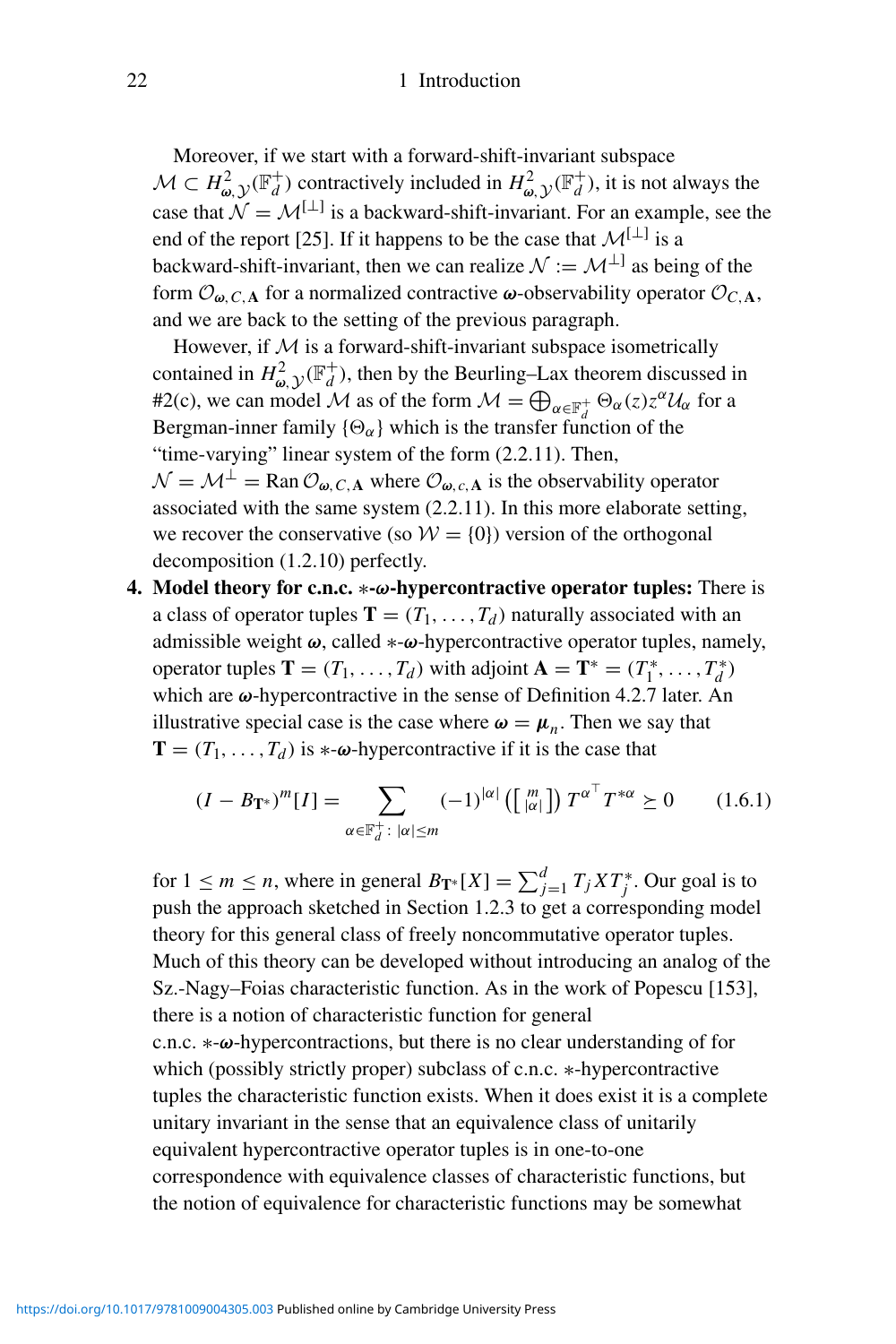Moreover, if we start with a forward-shift-invariant subspace $\mathcal{M} \subset H^2_{\boldsymbol{\omega},\mathcal{Y}}(\mathbb{F}^+_d)$ contractively included in $H^2_{\boldsymbol{\omega},\mathcal{Y}}(\mathbb{F}^+_d)$, it is not always the case that $\mathcal{N} = \mathcal{M}^{[\perp]}$ is a backward-shift-invariant. For an example, see the end of the report [25]. If it happens to be the case that $\mathcal{M}^{[\perp]}$ is a backward-shift-invariant, then we can realize $\mathcal{N} := \mathcal{M}^{\perp]}$ as being of the form $\mathcal{O}_{\boldsymbol{\omega},C,\mathbf{A}}$ for a normalized contractive $\boldsymbol{\omega}$-observability operator $\mathcal{O}_{C,\mathbf{A}}$, and we are back to the setting of the previous paragraph.

However, if $\mathcal{M}$ is a forward-shift-invariant subspace isometrically contained in $H^2_{\boldsymbol{\omega},\mathcal{Y}}(\mathbb{F}^+_d)$, then by the Beurling–Lax theorem discussed in #2(c), we can model $\mathcal{M}$ as of the form $\mathcal{M} = \bigoplus_{\alpha \in \mathbb{F}^+_d} \Theta_\alpha(z) z^\alpha \mathcal{U}_\alpha$ for a Bergman-inner family $\{\Theta_\alpha\}$ which is the transfer function of the "time-varying" linear system of the form (2.2.11). Then, $\mathcal{N} = \mathcal{M}^\perp = \operatorname{Ran} \mathcal{O}_{\boldsymbol{\omega},C,\mathbf{A}}$ where $\mathcal{O}_{\boldsymbol{\omega},c,\mathbf{A}}$ is the observability operator associated with the same system (2.2.11). In this more elaborate setting, we recover the conservative (so $\mathcal{W} = \{0\}$) version of the orthogonal decomposition (1.2.10) perfectly.

4. **Model theory for c.n.c. $*$-$\boldsymbol{\omega}$-hypercontractive operator tuples:** There is a class of operator tuples $\mathbf{T} = (T_1, \ldots, T_d)$ naturally associated with an admissible weight $\boldsymbol{\omega}$, called $*$-$\boldsymbol{\omega}$-hypercontractive operator tuples, namely, operator tuples $\mathbf{T} = (T_1, \ldots, T_d)$ with adjoint $\mathbf{A} = \mathbf{T}^* = (T_1^*, \ldots, T_d^*)$ which are $\boldsymbol{\omega}$-hypercontractive in the sense of Definition 4.2.7 later. An illustrative special case is the case where $\boldsymbol{\omega} = \boldsymbol{\mu}_n$. Then we say that $\mathbf{T} = (T_1, \ldots, T_d)$ is $*$-$\boldsymbol{\omega}$-hypercontractive if it is the case that

$$(I - B_{\mathbf{T}^*})^m[I] = \sum_{\alpha \in \mathbb{F}^+_d \colon |\alpha| \le m} (-1)^{|\alpha|} \left( \left[ \begin{smallmatrix} m \\ |\alpha| \end{smallmatrix} \right] \right) T^{\alpha^\top} T^{*\alpha} \succeq 0 \qquad (1.6.1)$$

for $1 \le m \le n$, where in general $B_{\mathbf{T}^*}[X] = \sum_{j=1}^d T_j X T_j^*$. Our goal is to push the approach sketched in Section 1.2.3 to get a corresponding model theory for this general class of freely noncommutative operator tuples. Much of this theory can be developed without introducing an analog of the Sz.-Nagy–Foias characteristic function. As in the work of Popescu [153], there is a notion of characteristic function for general c.n.c. $*$-$\boldsymbol{\omega}$-hypercontractions, but there is no clear understanding of for which (possibly strictly proper) subclass of c.n.c. $*$-hypercontractive tuples the characteristic function exists. When it does exist it is a complete unitary invariant in the sense that an equivalence class of unitarily equivalent hypercontractive operator tuples is in one-to-one correspondence with equivalence classes of characteristic functions, but the notion of equivalence for characteristic functions may be somewhat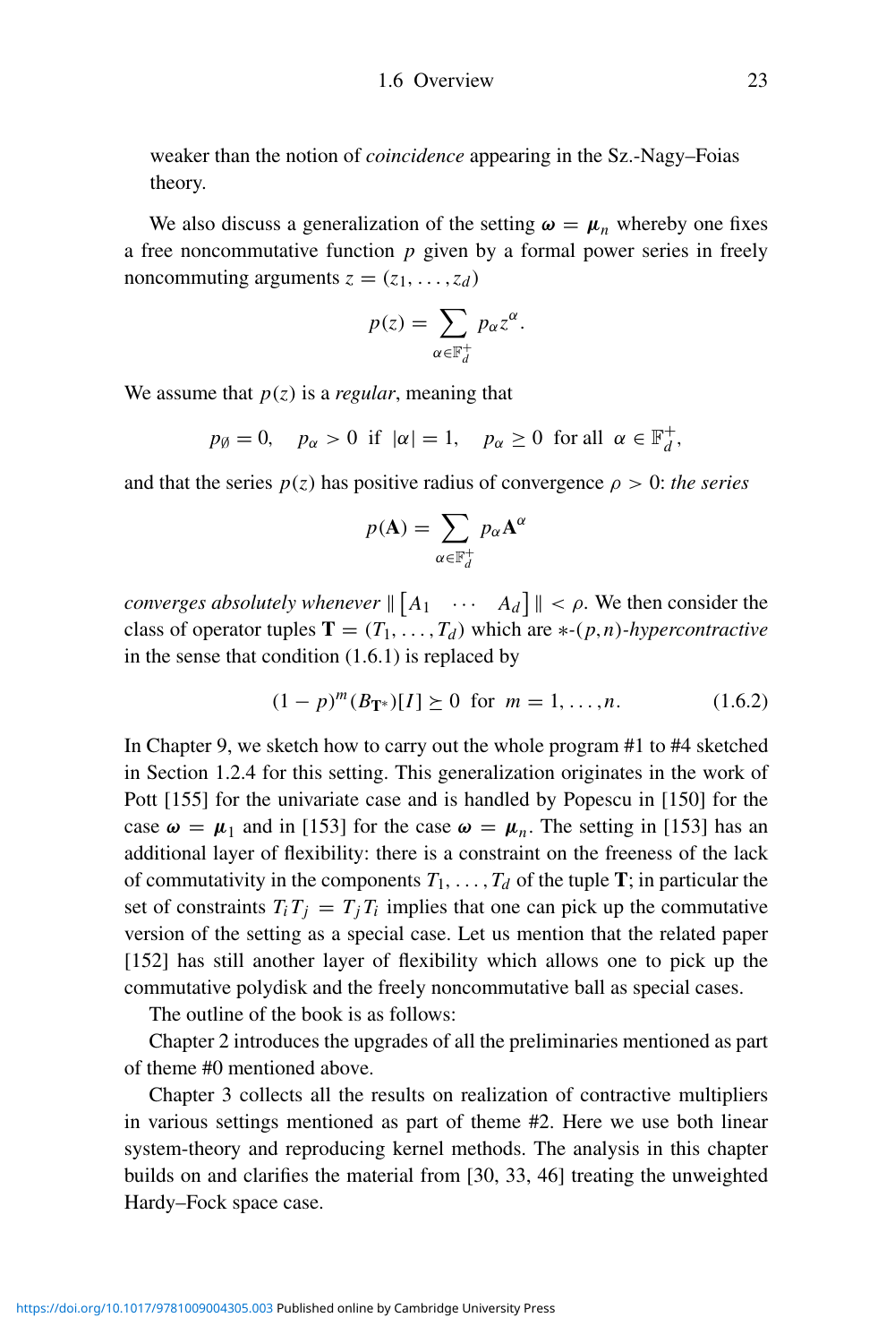weaker than the notion of *coincidence* appearing in the Sz.-Nagy–Foias theory.

We also discuss a generalization of the setting $\boldsymbol{\omega} = \boldsymbol{\mu}_n$ whereby one fixes a free noncommutative function $p$ given by a formal power series in freely noncommuting arguments $z = (z_1, \dots, z_d)$

$$p(z) = \sum_{\alpha \in \mathbb{F}_d^+} p_\alpha z^\alpha.$$

We assume that $p(z)$ is a *regular*, meaning that

$$p_\emptyset = 0, \quad p_\alpha > 0 \ \text{ if } \ |\alpha| = 1, \quad p_\alpha \geq 0 \ \text{ for all } \ \alpha \in \mathbb{F}_d^+,$$

and that the series $p(z)$ has positive radius of convergence $\rho > 0$: *the series*

$$p(\mathbf{A}) = \sum_{\alpha \in \mathbb{F}_d^+} p_\alpha \mathbf{A}^\alpha$$

*converges absolutely whenever* $\| \begin{bmatrix} A_1 & \cdots & A_d \end{bmatrix} \| < \rho$. We then consider the class of operator tuples $\mathbf{T} = (T_1, \dots, T_d)$ which are $*$-$(p,n)$-*hypercontractive* in the sense that condition (1.6.1) is replaced by

$$(1 - p)^m (B_{\mathbf{T}^*})[I] \succeq 0 \ \text{ for } \ m = 1, \dots, n. \tag{1.6.2}$$

In Chapter 9, we sketch how to carry out the whole program #1 to #4 sketched in Section 1.2.4 for this setting. This generalization originates in the work of Pott [155] for the univariate case and is handled by Popescu in [150] for the case $\boldsymbol{\omega} = \boldsymbol{\mu}_1$ and in [153] for the case $\boldsymbol{\omega} = \boldsymbol{\mu}_n$. The setting in [153] has an additional layer of flexibility: there is a constraint on the freeness of the lack of commutativity in the components $T_1, \dots, T_d$ of the tuple $\mathbf{T}$; in particular the set of constraints $T_i T_j = T_j T_i$ implies that one can pick up the commutative version of the setting as a special case. Let us mention that the related paper [152] has still another layer of flexibility which allows one to pick up the commutative polydisk and the freely noncommutative ball as special cases.

The outline of the book is as follows:

Chapter 2 introduces the upgrades of all the preliminaries mentioned as part of theme #0 mentioned above.

Chapter 3 collects all the results on realization of contractive multipliers in various settings mentioned as part of theme #2. Here we use both linear system-theory and reproducing kernel methods. The analysis in this chapter builds on and clarifies the material from [30, 33, 46] treating the unweighted Hardy–Fock space case.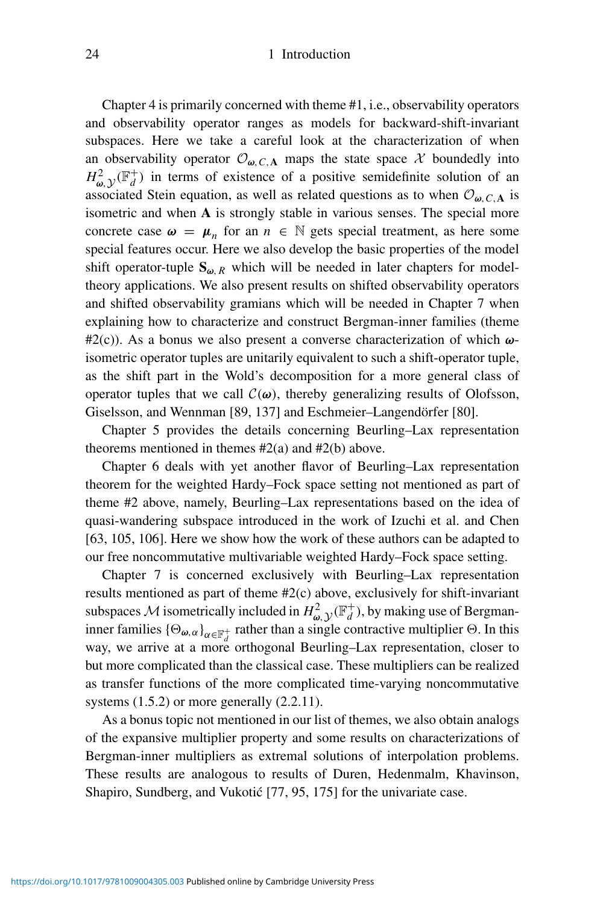Chapter 4 is primarily concerned with theme #1, i.e., observability operators and observability operator ranges as models for backward-shift-invariant subspaces. Here we take a careful look at the characterization of when an observability operator $\mathcal{O}_{\boldsymbol{\omega}, C, \mathbf{A}}$ maps the state space $\mathcal{X}$ boundedly into $H^2_{\boldsymbol{\omega}, \mathcal{Y}}(\mathbb{F}^+_d)$ in terms of existence of a positive semidefinite solution of an associated Stein equation, as well as related questions as to when $\mathcal{O}_{\boldsymbol{\omega}, C, \mathbf{A}}$ is isometric and when $\mathbf{A}$ is strongly stable in various senses. The special more concrete case $\boldsymbol{\omega} = \boldsymbol{\mu}_n$ for an $n \in \mathbb{N}$ gets special treatment, as here some special features occur. Here we also develop the basic properties of the model shift operator-tuple $\mathbf{S}_{\boldsymbol{\omega}, R}$ which will be needed in later chapters for model-theory applications. We also present results on shifted observability operators and shifted observability gramians which will be needed in Chapter 7 when explaining how to characterize and construct Bergman-inner families (theme #2(c)). As a bonus we also present a converse characterization of which $\boldsymbol{\omega}$-isometric operator tuples are unitarily equivalent to such a shift-operator tuple, as the shift part in the Wold's decomposition for a more general class of operator tuples that we call $\mathcal{C}(\boldsymbol{\omega})$, thereby generalizing results of Olofsson, Giselsson, and Wennman [89, 137] and Eschmeier–Langendörfer [80].

Chapter 5 provides the details concerning Beurling–Lax representation theorems mentioned in themes #2(a) and #2(b) above.

Chapter 6 deals with yet another flavor of Beurling–Lax representation theorem for the weighted Hardy–Fock space setting not mentioned as part of theme #2 above, namely, Beurling–Lax representations based on the idea of quasi-wandering subspace introduced in the work of Izuchi et al. and Chen [63, 105, 106]. Here we show how the work of these authors can be adapted to our free noncommutative multivariable weighted Hardy–Fock space setting.

Chapter 7 is concerned exclusively with Beurling–Lax representation results mentioned as part of theme #2(c) above, exclusively for shift-invariant subspaces $\mathcal{M}$ isometrically included in $H^2_{\boldsymbol{\omega}, \mathcal{Y}}(\mathbb{F}^+_d)$, by making use of Bergman-inner families $\{\Theta_{\boldsymbol{\omega}, \alpha}\}_{\alpha \in \mathbb{F}^+_d}$ rather than a single contractive multiplier $\Theta$. In this way, we arrive at a more orthogonal Beurling–Lax representation, closer to but more complicated than the classical case. These multipliers can be realized as transfer functions of the more complicated time-varying noncommutative systems (1.5.2) or more generally (2.2.11).

As a bonus topic not mentioned in our list of themes, we also obtain analogs of the expansive multiplier property and some results on characterizations of Bergman-inner multipliers as extremal solutions of interpolation problems. These results are analogous to results of Duren, Hedenmalm, Khavinson, Shapiro, Sundberg, and Vukotić [77, 95, 175] for the univariate case.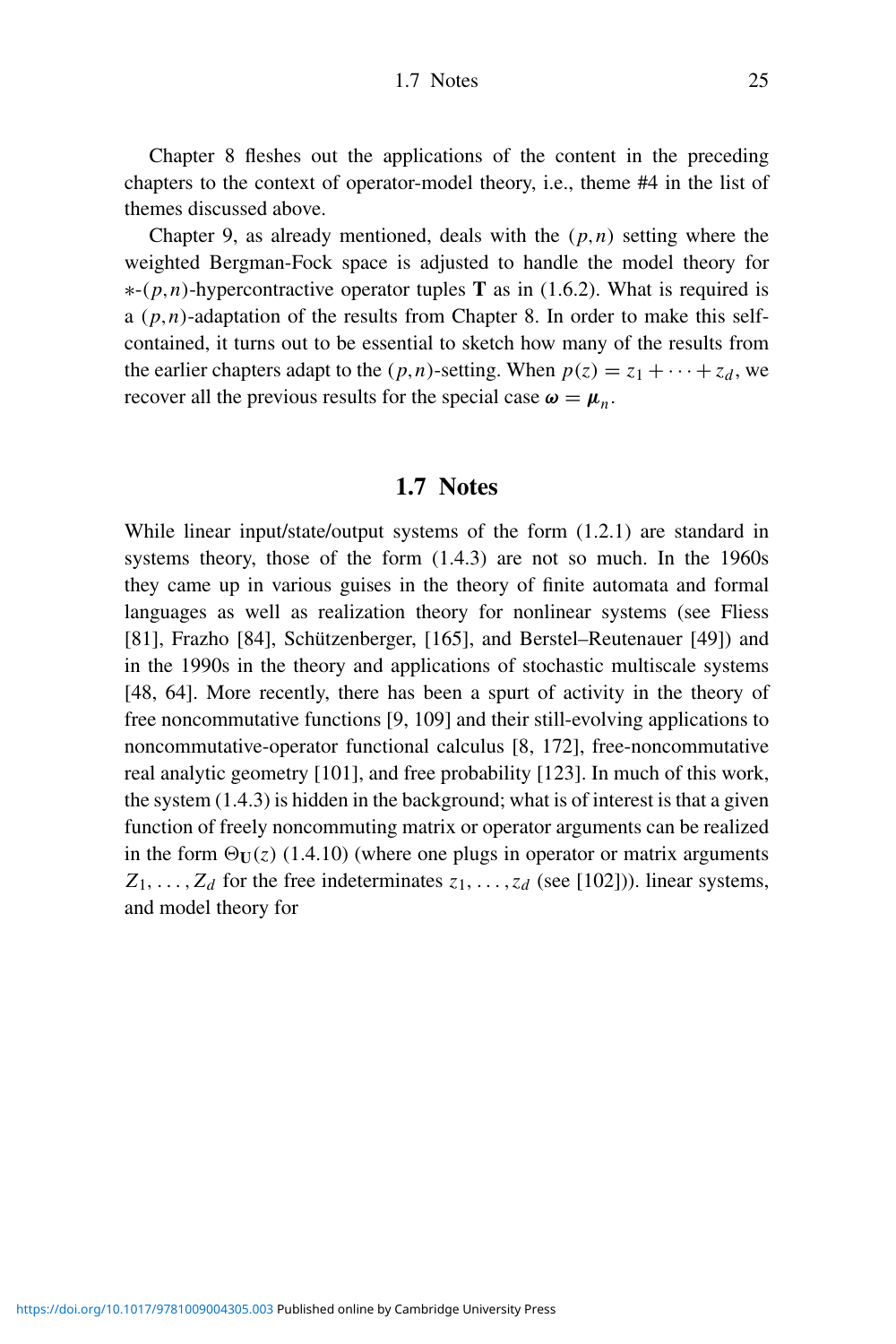Chapter 8 fleshes out the applications of the content in the preceding chapters to the context of operator-model theory, i.e., theme #4 in the list of themes discussed above.

Chapter 9, as already mentioned, deals with the $(p,n)$ setting where the weighted Bergman-Fock space is adjusted to handle the model theory for $*$-$(p,n)$-hypercontractive operator tuples $\mathbf{T}$ as in (1.6.2). What is required is a $(p,n)$-adaptation of the results from Chapter 8. In order to make this self-contained, it turns out to be essential to sketch how many of the results from the earlier chapters adapt to the $(p,n)$-setting. When $p(z) = z_1 + \cdots + z_d$, we recover all the previous results for the special case $\boldsymbol{\omega} = \boldsymbol{\mu}_n$.

## 1.7 Notes

While linear input/state/output systems of the form (1.2.1) are standard in systems theory, those of the form (1.4.3) are not so much. In the 1960s they came up in various guises in the theory of finite automata and formal languages as well as realization theory for nonlinear systems (see Fliess [81], Frazho [84], Schützenberger, [165], and Berstel–Reutenauer [49]) and in the 1990s in the theory and applications of stochastic multiscale systems [48, 64]. More recently, there has been a spurt of activity in the theory of free noncommutative functions [9, 109] and their still-evolving applications to noncommutative-operator functional calculus [8, 172], free-noncommutative real analytic geometry [101], and free probability [123]. In much of this work, the system (1.4.3) is hidden in the background; what is of interest is that a given function of freely noncommuting matrix or operator arguments can be realized in the form $\Theta_{\mathbf{U}}(z)$ (1.4.10) (where one plugs in operator or matrix arguments $Z_1, \ldots, Z_d$ for the free indeterminates $z_1, \ldots, z_d$ (see [102])). linear systems, and model theory for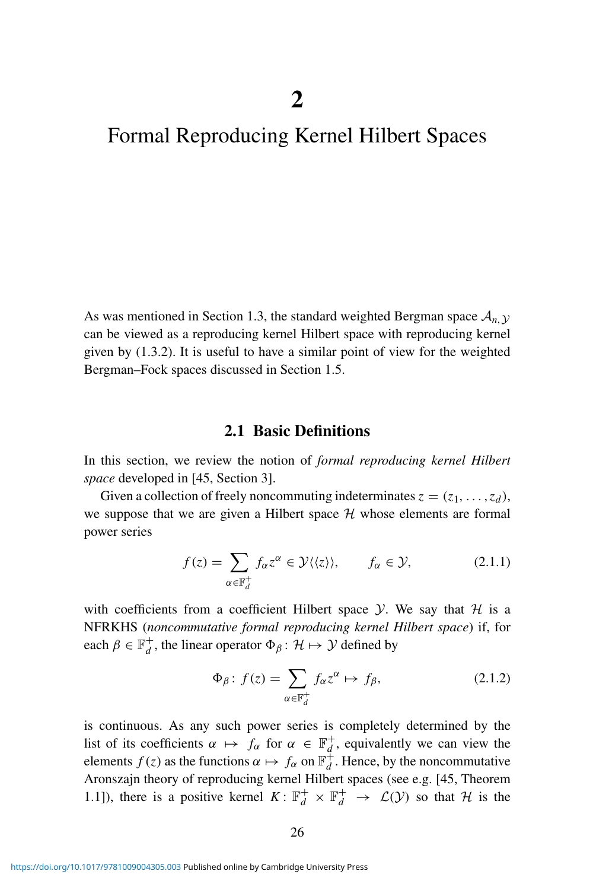# 2

# Formal Reproducing Kernel Hilbert Spaces

As was mentioned in Section 1.3, the standard weighted Bergman space $\mathcal{A}_{n,\mathcal{Y}}$ can be viewed as a reproducing kernel Hilbert space with reproducing kernel given by (1.3.2). It is useful to have a similar point of view for the weighted Bergman–Fock spaces discussed in Section 1.5.

## 2.1 Basic Definitions

In this section, we review the notion of *formal reproducing kernel Hilbert space* developed in [45, Section 3].

Given a collection of freely noncommuting indeterminates $z = (z_1, \ldots, z_d)$, we suppose that we are given a Hilbert space $\mathcal{H}$ whose elements are formal power series

$$f(z) = \sum_{\alpha \in \mathbb{F}_d^+} f_\alpha z^\alpha \in \mathcal{Y}\langle\langle z \rangle\rangle, \qquad f_\alpha \in \mathcal{Y}, \tag{2.1.1}$$

with coefficients from a coefficient Hilbert space $\mathcal{Y}$. We say that $\mathcal{H}$ is a NFRKHS (*noncommutative formal reproducing kernel Hilbert space*) if, for each $\beta \in \mathbb{F}_d^+$, the linear operator $\Phi_\beta \colon \mathcal{H} \mapsto \mathcal{Y}$ defined by

$$\Phi_\beta \colon f(z) = \sum_{\alpha \in \mathbb{F}_d^+} f_\alpha z^\alpha \mapsto f_\beta, \tag{2.1.2}$$

is continuous. As any such power series is completely determined by the list of its coefficients $\alpha \mapsto f_\alpha$ for $\alpha \in \mathbb{F}_d^+$, equivalently we can view the elements $f(z)$ as the functions $\alpha \mapsto f_\alpha$ on $\mathbb{F}_d^+$. Hence, by the noncommutative Aronszajn theory of reproducing kernel Hilbert spaces (see e.g. [45, Theorem 1.1]), there is a positive kernel $K \colon \mathbb{F}_d^+ \times \mathbb{F}_d^+ \to \mathcal{L}(\mathcal{Y})$ so that $\mathcal{H}$ is the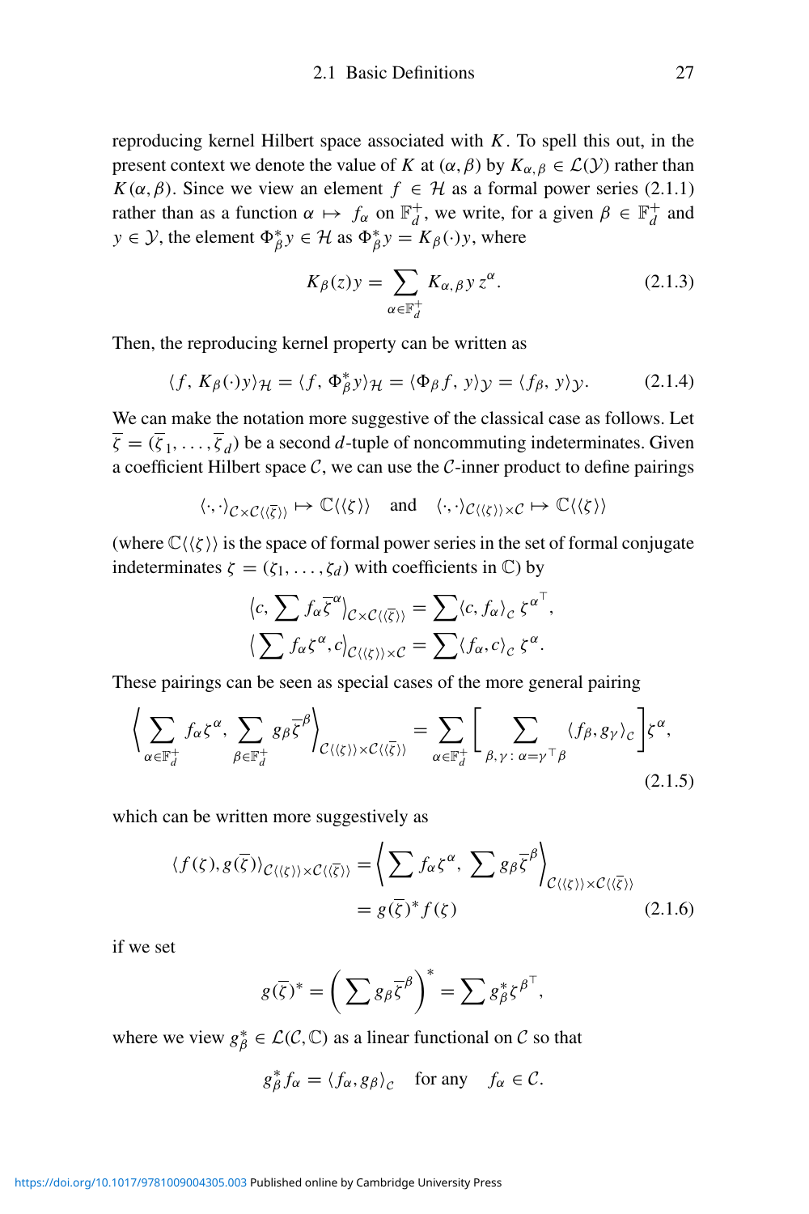reproducing kernel Hilbert space associated with $K$. To spell this out, in the present context we denote the value of $K$ at $(\alpha, \beta)$ by $K_{\alpha,\beta} \in \mathcal{L}(\mathcal{Y})$ rather than $K(\alpha, \beta)$. Since we view an element $f \in \mathcal{H}$ as a formal power series (2.1.1) rather than as a function $\alpha \mapsto f_\alpha$ on $\mathbb{F}_d^+$, we write, for a given $\beta \in \mathbb{F}_d^+$ and $y \in \mathcal{Y}$, the element $\Phi_\beta^* y \in \mathcal{H}$ as $\Phi_\beta^* y = K_\beta(\cdot) y$, where

$$K_\beta(z) y = \sum_{\alpha \in \mathbb{F}_d^+} K_{\alpha,\beta}\, y\, z^\alpha. \tag{2.1.3}$$

Then, the reproducing kernel property can be written as

$$\langle f, K_\beta(\cdot) y \rangle_{\mathcal{H}} = \langle f, \Phi_\beta^* y \rangle_{\mathcal{H}} = \langle \Phi_\beta f, y \rangle_{\mathcal{Y}} = \langle f_\beta, y \rangle_{\mathcal{Y}}. \tag{2.1.4}$$

We can make the notation more suggestive of the classical case as follows. Let $\overline{\zeta} = (\overline{\zeta}_1, \ldots, \overline{\zeta}_d)$ be a second $d$-tuple of noncommuting indeterminates. Given a coefficient Hilbert space $\mathcal{C}$, we can use the $\mathcal{C}$-inner product to define pairings

$$\langle \cdot, \cdot \rangle_{\mathcal{C} \times \mathcal{C}\langle\langle \overline{\zeta} \rangle\rangle} \mapsto \mathbb{C}\langle\langle \zeta \rangle\rangle \quad \text{and} \quad \langle \cdot, \cdot \rangle_{\mathcal{C}\langle\langle \zeta \rangle\rangle \times \mathcal{C}} \mapsto \mathbb{C}\langle\langle \zeta \rangle\rangle$$

(where $\mathbb{C}\langle\langle \zeta \rangle\rangle$ is the space of formal power series in the set of formal conjugate indeterminates $\zeta = (\zeta_1, \ldots, \zeta_d)$ with coefficients in $\mathbb{C}$) by

$$\Big\langle c, \sum f_\alpha \overline{\zeta}^\alpha \Big\rangle_{\mathcal{C} \times \mathcal{C}\langle\langle \overline{\zeta} \rangle\rangle} = \sum \langle c, f_\alpha \rangle_{\mathcal{C}}\, \zeta^{\alpha^\top},$$
$$\Big\langle \sum f_\alpha \zeta^\alpha, c \Big\rangle_{\mathcal{C}\langle\langle \zeta \rangle\rangle \times \mathcal{C}} = \sum \langle f_\alpha, c \rangle_{\mathcal{C}}\, \zeta^\alpha.$$

These pairings can be seen as special cases of the more general pairing

$$\left\langle \sum_{\alpha \in \mathbb{F}_d^+} f_\alpha \zeta^\alpha, \sum_{\beta \in \mathbb{F}_d^+} g_\beta \overline{\zeta}^\beta \right\rangle_{\mathcal{C}\langle\langle \zeta \rangle\rangle \times \mathcal{C}\langle\langle \overline{\zeta} \rangle\rangle} = \sum_{\alpha \in \mathbb{F}_d^+} \left[ \sum_{\beta, \gamma \colon \alpha = \gamma^\top \beta} \langle f_\beta, g_\gamma \rangle_{\mathcal{C}} \right] \zeta^\alpha, \tag{2.1.5}$$

which can be written more suggestively as

$$\begin{aligned} \langle f(\zeta), g(\overline{\zeta}) \rangle_{\mathcal{C}\langle\langle \zeta \rangle\rangle \times \mathcal{C}\langle\langle \overline{\zeta} \rangle\rangle} &= \left\langle \sum f_\alpha \zeta^\alpha, \sum g_\beta \overline{\zeta}^\beta \right\rangle_{\mathcal{C}\langle\langle \zeta \rangle\rangle \times \mathcal{C}\langle\langle \overline{\zeta} \rangle\rangle} \\ &= g(\overline{\zeta})^* f(\zeta) \end{aligned} \tag{2.1.6}$$

if we set

$$g(\overline{\zeta})^* = \left( \sum g_\beta \overline{\zeta}^\beta \right)^* = \sum g_\beta^* \zeta^{\beta^\top},$$

where we view $g_\beta^* \in \mathcal{L}(\mathcal{C}, \mathbb{C})$ as a linear functional on $\mathcal{C}$ so that

$$g_\beta^* f_\alpha = \langle f_\alpha, g_\beta \rangle_{\mathcal{C}} \quad \text{for any} \quad f_\alpha \in \mathcal{C}.$$